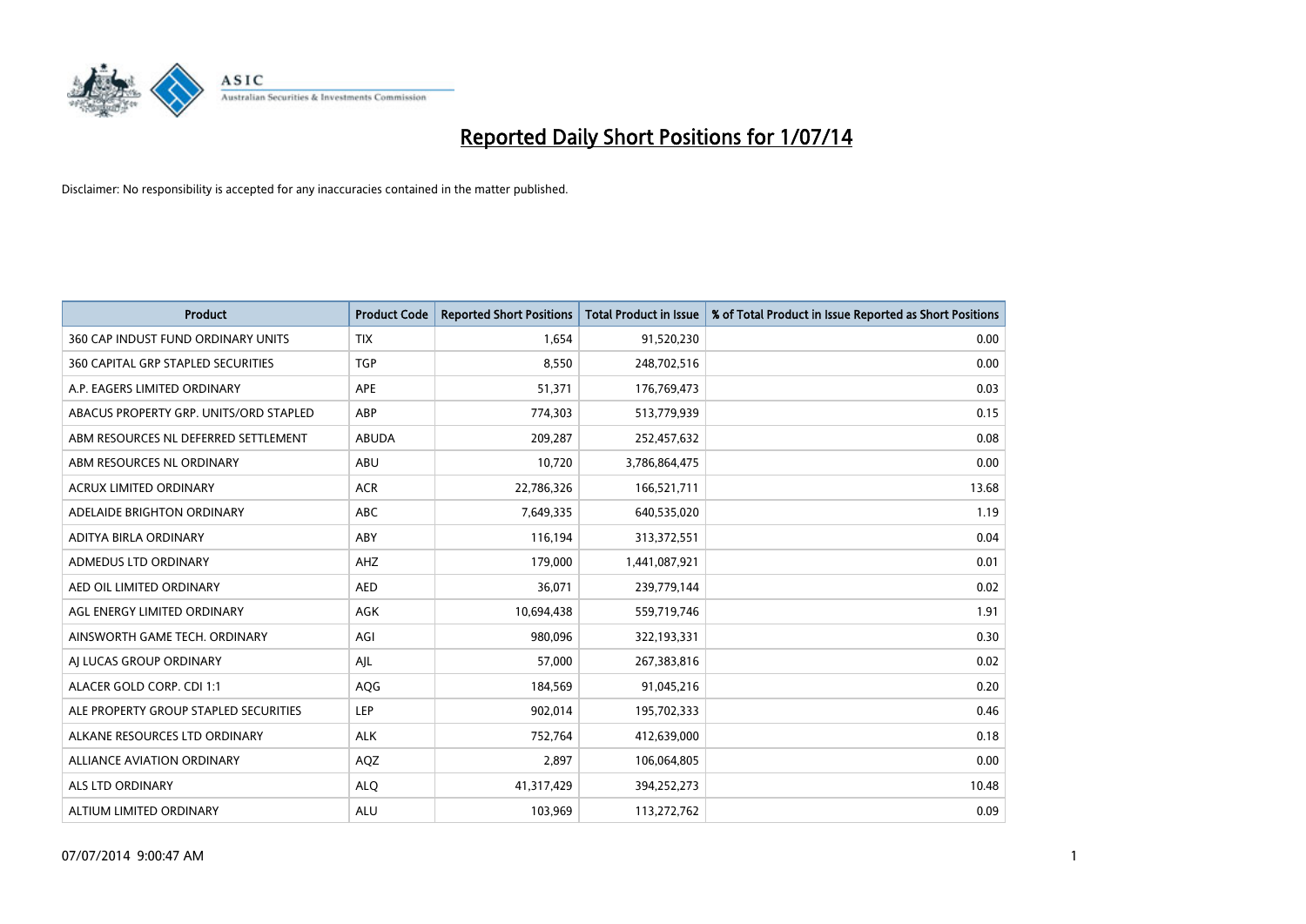# Reported Daily Short Positions for 1/07/14

Disclaimer: No responsibility is accepted for any inaccuracies contained in the matter published.

| Product | Product Code | Reported Short Positions | Total Product in Issue | % of Total Product in Issue Reported as Short Positions |
|---|---|---|---|---|
| 360 CAP INDUST FUND ORDINARY UNITS | TIX | 1,654 | 91,520,230 | 0.00 |
| 360 CAPITAL GRP STAPLED SECURITIES | TGP | 8,550 | 248,702,516 | 0.00 |
| A.P. EAGERS LIMITED ORDINARY | APE | 51,371 | 176,769,473 | 0.03 |
| ABACUS PROPERTY GRP. UNITS/ORD STAPLED | ABP | 774,303 | 513,779,939 | 0.15 |
| ABM RESOURCES NL DEFERRED SETTLEMENT | ABUDA | 209,287 | 252,457,632 | 0.08 |
| ABM RESOURCES NL ORDINARY | ABU | 10,720 | 3,786,864,475 | 0.00 |
| ACRUX LIMITED ORDINARY | ACR | 22,786,326 | 166,521,711 | 13.68 |
| ADELAIDE BRIGHTON ORDINARY | ABC | 7,649,335 | 640,535,020 | 1.19 |
| ADITYA BIRLA ORDINARY | ABY | 116,194 | 313,372,551 | 0.04 |
| ADMEDUS LTD ORDINARY | AHZ | 179,000 | 1,441,087,921 | 0.01 |
| AED OIL LIMITED ORDINARY | AED | 36,071 | 239,779,144 | 0.02 |
| AGL ENERGY LIMITED ORDINARY | AGK | 10,694,438 | 559,719,746 | 1.91 |
| AINSWORTH GAME TECH. ORDINARY | AGI | 980,096 | 322,193,331 | 0.30 |
| AJ LUCAS GROUP ORDINARY | AJL | 57,000 | 267,383,816 | 0.02 |
| ALACER GOLD CORP. CDI 1:1 | AQG | 184,569 | 91,045,216 | 0.20 |
| ALE PROPERTY GROUP STAPLED SECURITIES | LEP | 902,014 | 195,702,333 | 0.46 |
| ALKANE RESOURCES LTD ORDINARY | ALK | 752,764 | 412,639,000 | 0.18 |
| ALLIANCE AVIATION ORDINARY | AQZ | 2,897 | 106,064,805 | 0.00 |
| ALS LTD ORDINARY | ALQ | 41,317,429 | 394,252,273 | 10.48 |
| ALTIUM LIMITED ORDINARY | ALU | 103,969 | 113,272,762 | 0.09 |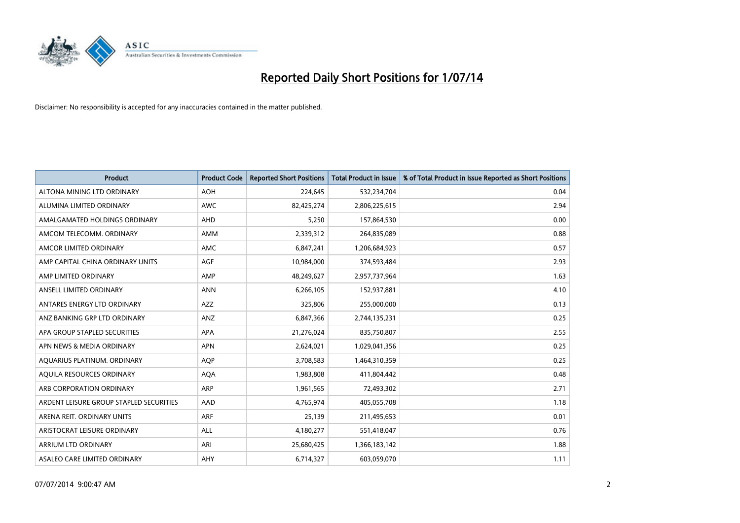# Reported Daily Short Positions for 1/07/14

Disclaimer: No responsibility is accepted for any inaccuracies contained in the matter published.

| Product | Product Code | Reported Short Positions | Total Product in Issue | % of Total Product in Issue Reported as Short Positions |
|---|---|---|---|---|
| ALTONA MINING LTD ORDINARY | AOH | 224,645 | 532,234,704 | 0.04 |
| ALUMINA LIMITED ORDINARY | AWC | 82,425,274 | 2,806,225,615 | 2.94 |
| AMALGAMATED HOLDINGS ORDINARY | AHD | 5,250 | 157,864,530 | 0.00 |
| AMCOM TELECOMM. ORDINARY | AMM | 2,339,312 | 264,835,089 | 0.88 |
| AMCOR LIMITED ORDINARY | AMC | 6,847,241 | 1,206,684,923 | 0.57 |
| AMP CAPITAL CHINA ORDINARY UNITS | AGF | 10,984,000 | 374,593,484 | 2.93 |
| AMP LIMITED ORDINARY | AMP | 48,249,627 | 2,957,737,964 | 1.63 |
| ANSELL LIMITED ORDINARY | ANN | 6,266,105 | 152,937,881 | 4.10 |
| ANTARES ENERGY LTD ORDINARY | AZZ | 325,806 | 255,000,000 | 0.13 |
| ANZ BANKING GRP LTD ORDINARY | ANZ | 6,847,366 | 2,744,135,231 | 0.25 |
| APA GROUP STAPLED SECURITIES | APA | 21,276,024 | 835,750,807 | 2.55 |
| APN NEWS & MEDIA ORDINARY | APN | 2,624,021 | 1,029,041,356 | 0.25 |
| AQUARIUS PLATINUM. ORDINARY | AQP | 3,708,583 | 1,464,310,359 | 0.25 |
| AQUILA RESOURCES ORDINARY | AQA | 1,983,808 | 411,804,442 | 0.48 |
| ARB CORPORATION ORDINARY | ARP | 1,961,565 | 72,493,302 | 2.71 |
| ARDENT LEISURE GROUP STAPLED SECURITIES | AAD | 4,765,974 | 405,055,708 | 1.18 |
| ARENA REIT. ORDINARY UNITS | ARF | 25,139 | 211,495,653 | 0.01 |
| ARISTOCRAT LEISURE ORDINARY | ALL | 4,180,277 | 551,418,047 | 0.76 |
| ARRIUM LTD ORDINARY | ARI | 25,680,425 | 1,366,183,142 | 1.88 |
| ASALEO CARE LIMITED ORDINARY | AHY | 6,714,327 | 603,059,070 | 1.11 |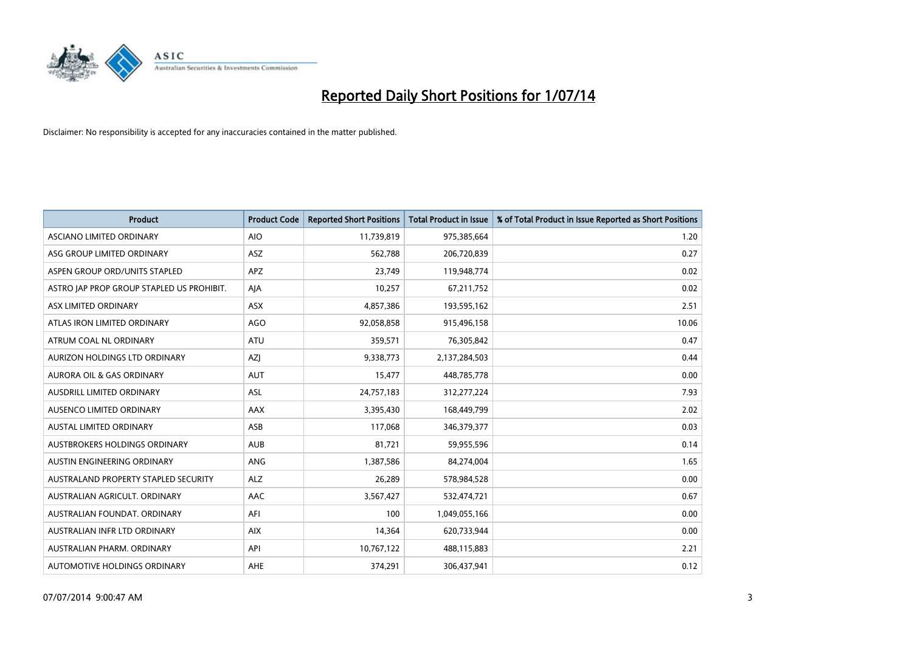# Reported Daily Short Positions for 1/07/14

Disclaimer: No responsibility is accepted for any inaccuracies contained in the matter published.

| Product | Product Code | Reported Short Positions | Total Product in Issue | % of Total Product in Issue Reported as Short Positions |
|---|---|---|---|---|
| ASCIANO LIMITED ORDINARY | AIO | 11,739,819 | 975,385,664 | 1.20 |
| ASG GROUP LIMITED ORDINARY | ASZ | 562,788 | 206,720,839 | 0.27 |
| ASPEN GROUP ORD/UNITS STAPLED | APZ | 23,749 | 119,948,774 | 0.02 |
| ASTRO JAP PROP GROUP STAPLED US PROHIBIT. | AJA | 10,257 | 67,211,752 | 0.02 |
| ASX LIMITED ORDINARY | ASX | 4,857,386 | 193,595,162 | 2.51 |
| ATLAS IRON LIMITED ORDINARY | AGO | 92,058,858 | 915,496,158 | 10.06 |
| ATRUM COAL NL ORDINARY | ATU | 359,571 | 76,305,842 | 0.47 |
| AURIZON HOLDINGS LTD ORDINARY | AZJ | 9,338,773 | 2,137,284,503 | 0.44 |
| AURORA OIL & GAS ORDINARY | AUT | 15,477 | 448,785,778 | 0.00 |
| AUSDRILL LIMITED ORDINARY | ASL | 24,757,183 | 312,277,224 | 7.93 |
| AUSENCO LIMITED ORDINARY | AAX | 3,395,430 | 168,449,799 | 2.02 |
| AUSTAL LIMITED ORDINARY | ASB | 117,068 | 346,379,377 | 0.03 |
| AUSTBROKERS HOLDINGS ORDINARY | AUB | 81,721 | 59,955,596 | 0.14 |
| AUSTIN ENGINEERING ORDINARY | ANG | 1,387,586 | 84,274,004 | 1.65 |
| AUSTRALAND PROPERTY STAPLED SECURITY | ALZ | 26,289 | 578,984,528 | 0.00 |
| AUSTRALIAN AGRICULT. ORDINARY | AAC | 3,567,427 | 532,474,721 | 0.67 |
| AUSTRALIAN FOUNDAT. ORDINARY | AFI | 100 | 1,049,055,166 | 0.00 |
| AUSTRALIAN INFR LTD ORDINARY | AIX | 14,364 | 620,733,944 | 0.00 |
| AUSTRALIAN PHARM. ORDINARY | API | 10,767,122 | 488,115,883 | 2.21 |
| AUTOMOTIVE HOLDINGS ORDINARY | AHE | 374,291 | 306,437,941 | 0.12 |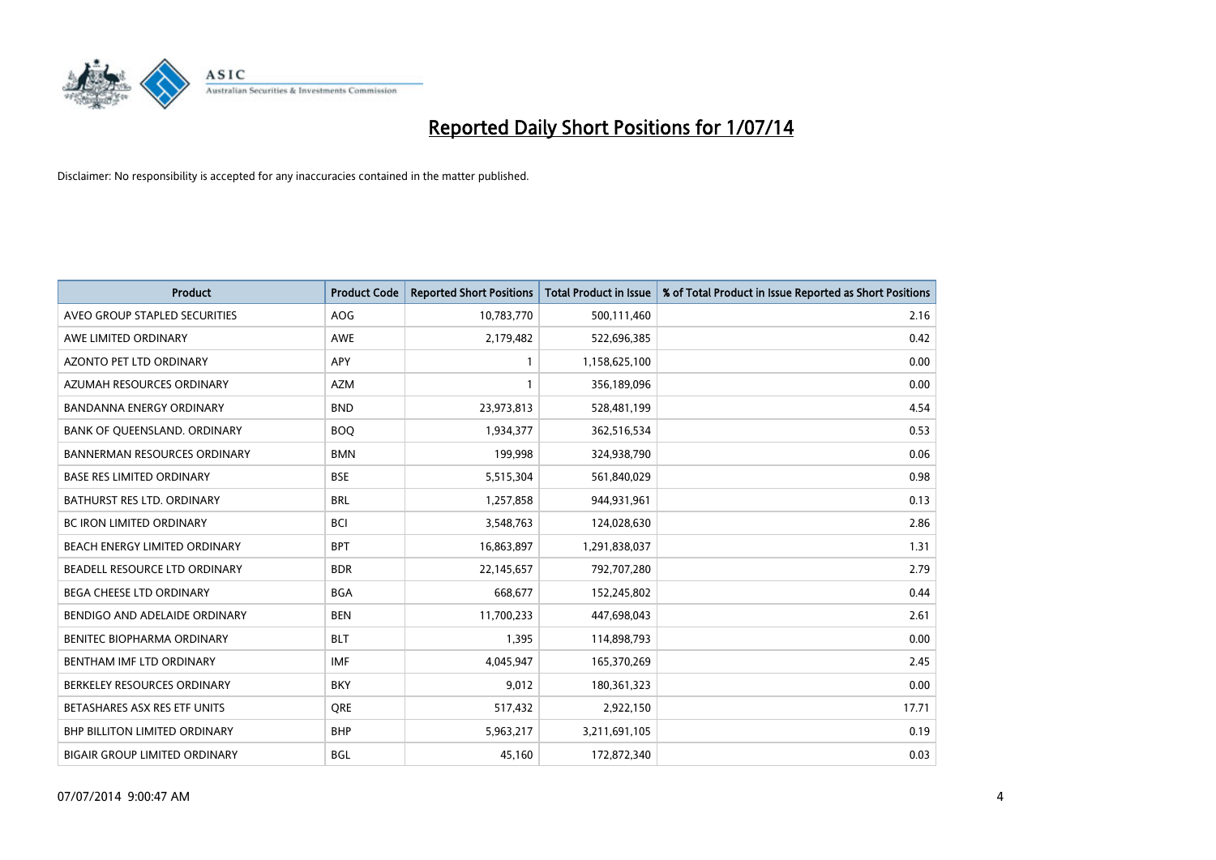# Reported Daily Short Positions for 1/07/14

Disclaimer: No responsibility is accepted for any inaccuracies contained in the matter published.

| Product | Product Code | Reported Short Positions | Total Product in Issue | % of Total Product in Issue Reported as Short Positions |
|---|---|---|---|---|
| AVEO GROUP STAPLED SECURITIES | AOG | 10,783,770 | 500,111,460 | 2.16 |
| AWE LIMITED ORDINARY | AWE | 2,179,482 | 522,696,385 | 0.42 |
| AZONTO PET LTD ORDINARY | APY | 1 | 1,158,625,100 | 0.00 |
| AZUMAH RESOURCES ORDINARY | AZM | 1 | 356,189,096 | 0.00 |
| BANDANNA ENERGY ORDINARY | BND | 23,973,813 | 528,481,199 | 4.54 |
| BANK OF QUEENSLAND. ORDINARY | BOQ | 1,934,377 | 362,516,534 | 0.53 |
| BANNERMAN RESOURCES ORDINARY | BMN | 199,998 | 324,938,790 | 0.06 |
| BASE RES LIMITED ORDINARY | BSE | 5,515,304 | 561,840,029 | 0.98 |
| BATHURST RES LTD. ORDINARY | BRL | 1,257,858 | 944,931,961 | 0.13 |
| BC IRON LIMITED ORDINARY | BCI | 3,548,763 | 124,028,630 | 2.86 |
| BEACH ENERGY LIMITED ORDINARY | BPT | 16,863,897 | 1,291,838,037 | 1.31 |
| BEADELL RESOURCE LTD ORDINARY | BDR | 22,145,657 | 792,707,280 | 2.79 |
| BEGA CHEESE LTD ORDINARY | BGA | 668,677 | 152,245,802 | 0.44 |
| BENDIGO AND ADELAIDE ORDINARY | BEN | 11,700,233 | 447,698,043 | 2.61 |
| BENITEC BIOPHARMA ORDINARY | BLT | 1,395 | 114,898,793 | 0.00 |
| BENTHAM IMF LTD ORDINARY | IMF | 4,045,947 | 165,370,269 | 2.45 |
| BERKELEY RESOURCES ORDINARY | BKY | 9,012 | 180,361,323 | 0.00 |
| BETASHARES ASX RES ETF UNITS | QRE | 517,432 | 2,922,150 | 17.71 |
| BHP BILLITON LIMITED ORDINARY | BHP | 5,963,217 | 3,211,691,105 | 0.19 |
| BIGAIR GROUP LIMITED ORDINARY | BGL | 45,160 | 172,872,340 | 0.03 |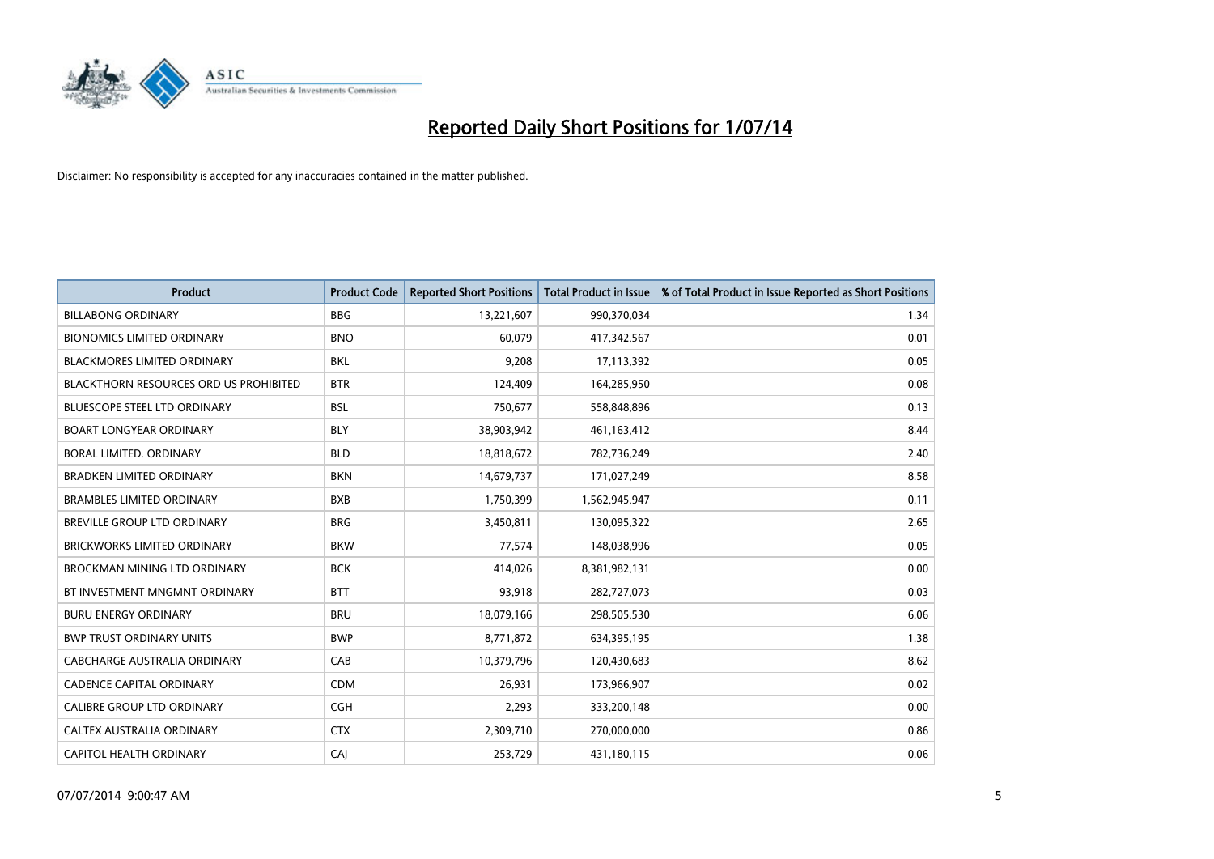# Reported Daily Short Positions for 1/07/14

Disclaimer: No responsibility is accepted for any inaccuracies contained in the matter published.

| Product | Product Code | Reported Short Positions | Total Product in Issue | % of Total Product in Issue Reported as Short Positions |
|---|---|---|---|---|
| BILLABONG ORDINARY | BBG | 13,221,607 | 990,370,034 | 1.34 |
| BIONOMICS LIMITED ORDINARY | BNO | 60,079 | 417,342,567 | 0.01 |
| BLACKMORES LIMITED ORDINARY | BKL | 9,208 | 17,113,392 | 0.05 |
| BLACKTHORN RESOURCES ORD US PROHIBITED | BTR | 124,409 | 164,285,950 | 0.08 |
| BLUESCOPE STEEL LTD ORDINARY | BSL | 750,677 | 558,848,896 | 0.13 |
| BOART LONGYEAR ORDINARY | BLY | 38,903,942 | 461,163,412 | 8.44 |
| BORAL LIMITED. ORDINARY | BLD | 18,818,672 | 782,736,249 | 2.40 |
| BRADKEN LIMITED ORDINARY | BKN | 14,679,737 | 171,027,249 | 8.58 |
| BRAMBLES LIMITED ORDINARY | BXB | 1,750,399 | 1,562,945,947 | 0.11 |
| BREVILLE GROUP LTD ORDINARY | BRG | 3,450,811 | 130,095,322 | 2.65 |
| BRICKWORKS LIMITED ORDINARY | BKW | 77,574 | 148,038,996 | 0.05 |
| BROCKMAN MINING LTD ORDINARY | BCK | 414,026 | 8,381,982,131 | 0.00 |
| BT INVESTMENT MNGMNT ORDINARY | BTT | 93,918 | 282,727,073 | 0.03 |
| BURU ENERGY ORDINARY | BRU | 18,079,166 | 298,505,530 | 6.06 |
| BWP TRUST ORDINARY UNITS | BWP | 8,771,872 | 634,395,195 | 1.38 |
| CABCHARGE AUSTRALIA ORDINARY | CAB | 10,379,796 | 120,430,683 | 8.62 |
| CADENCE CAPITAL ORDINARY | CDM | 26,931 | 173,966,907 | 0.02 |
| CALIBRE GROUP LTD ORDINARY | CGH | 2,293 | 333,200,148 | 0.00 |
| CALTEX AUSTRALIA ORDINARY | CTX | 2,309,710 | 270,000,000 | 0.86 |
| CAPITOL HEALTH ORDINARY | CAJ | 253,729 | 431,180,115 | 0.06 |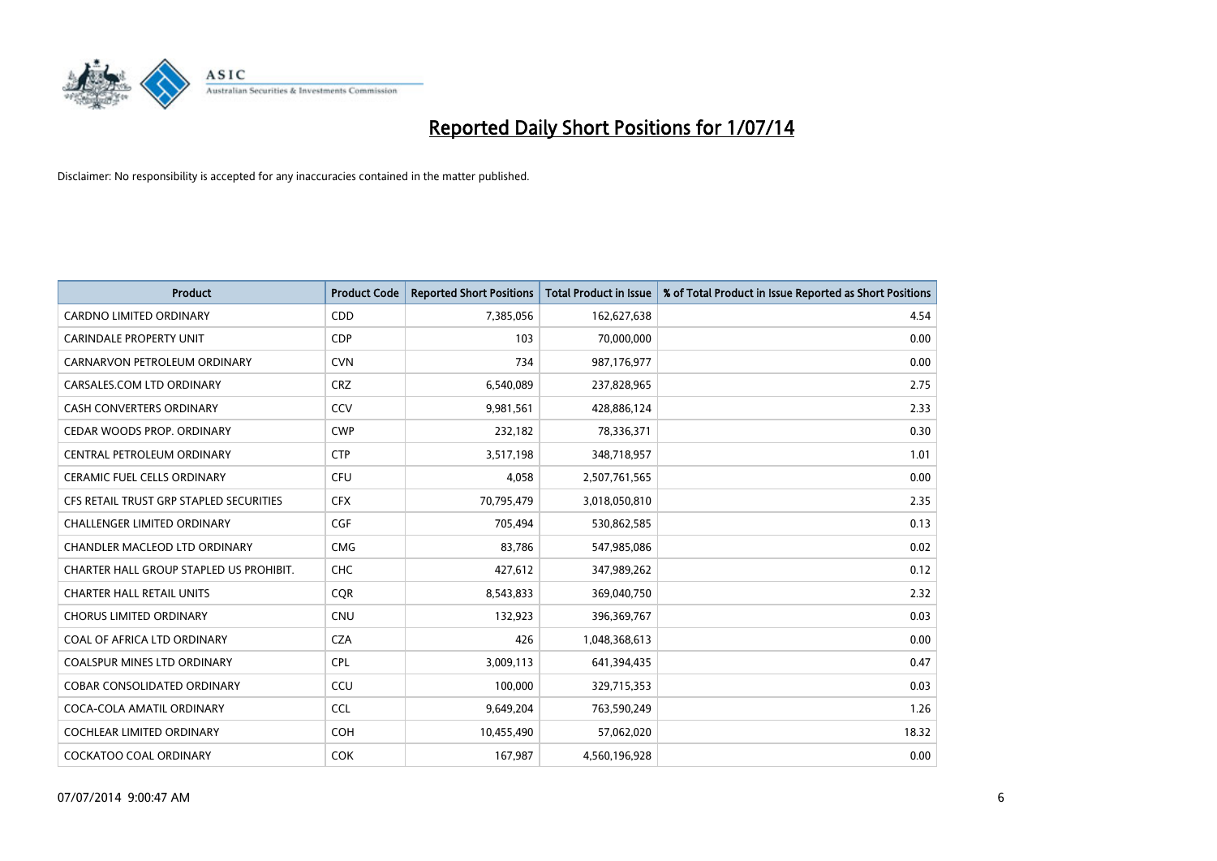# Reported Daily Short Positions for 1/07/14

Disclaimer: No responsibility is accepted for any inaccuracies contained in the matter published.

| Product | Product Code | Reported Short Positions | Total Product in Issue | % of Total Product in Issue Reported as Short Positions |
|---|---|---|---|---|
| CARDNO LIMITED ORDINARY | CDD | 7,385,056 | 162,627,638 | 4.54 |
| CARINDALE PROPERTY UNIT | CDP | 103 | 70,000,000 | 0.00 |
| CARNARVON PETROLEUM ORDINARY | CVN | 734 | 987,176,977 | 0.00 |
| CARSALES.COM LTD ORDINARY | CRZ | 6,540,089 | 237,828,965 | 2.75 |
| CASH CONVERTERS ORDINARY | CCV | 9,981,561 | 428,886,124 | 2.33 |
| CEDAR WOODS PROP. ORDINARY | CWP | 232,182 | 78,336,371 | 0.30 |
| CENTRAL PETROLEUM ORDINARY | CTP | 3,517,198 | 348,718,957 | 1.01 |
| CERAMIC FUEL CELLS ORDINARY | CFU | 4,058 | 2,507,761,565 | 0.00 |
| CFS RETAIL TRUST GRP STAPLED SECURITIES | CFX | 70,795,479 | 3,018,050,810 | 2.35 |
| CHALLENGER LIMITED ORDINARY | CGF | 705,494 | 530,862,585 | 0.13 |
| CHANDLER MACLEOD LTD ORDINARY | CMG | 83,786 | 547,985,086 | 0.02 |
| CHARTER HALL GROUP STAPLED US PROHIBIT. | CHC | 427,612 | 347,989,262 | 0.12 |
| CHARTER HALL RETAIL UNITS | CQR | 8,543,833 | 369,040,750 | 2.32 |
| CHORUS LIMITED ORDINARY | CNU | 132,923 | 396,369,767 | 0.03 |
| COAL OF AFRICA LTD ORDINARY | CZA | 426 | 1,048,368,613 | 0.00 |
| COALSPUR MINES LTD ORDINARY | CPL | 3,009,113 | 641,394,435 | 0.47 |
| COBAR CONSOLIDATED ORDINARY | CCU | 100,000 | 329,715,353 | 0.03 |
| COCA-COLA AMATIL ORDINARY | CCL | 9,649,204 | 763,590,249 | 1.26 |
| COCHLEAR LIMITED ORDINARY | COH | 10,455,490 | 57,062,020 | 18.32 |
| COCKATOO COAL ORDINARY | COK | 167,987 | 4,560,196,928 | 0.00 |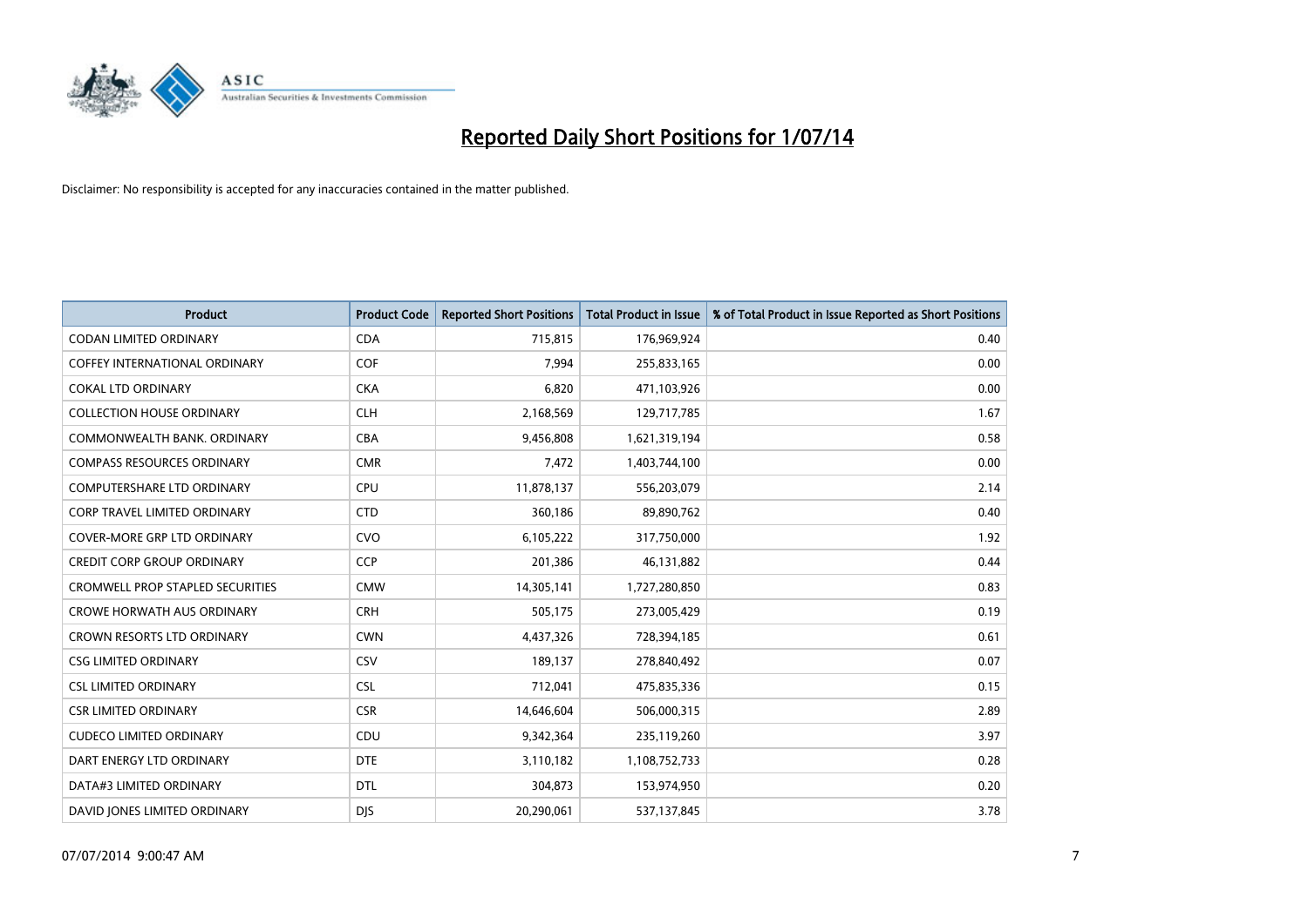# Reported Daily Short Positions for 1/07/14

Disclaimer: No responsibility is accepted for any inaccuracies contained in the matter published.

| Product | Product Code | Reported Short Positions | Total Product in Issue | % of Total Product in Issue Reported as Short Positions |
|---|---|---|---|---|
| CODAN LIMITED ORDINARY | CDA | 715,815 | 176,969,924 | 0.40 |
| COFFEY INTERNATIONAL ORDINARY | COF | 7,994 | 255,833,165 | 0.00 |
| COKAL LTD ORDINARY | CKA | 6,820 | 471,103,926 | 0.00 |
| COLLECTION HOUSE ORDINARY | CLH | 2,168,569 | 129,717,785 | 1.67 |
| COMMONWEALTH BANK. ORDINARY | CBA | 9,456,808 | 1,621,319,194 | 0.58 |
| COMPASS RESOURCES ORDINARY | CMR | 7,472 | 1,403,744,100 | 0.00 |
| COMPUTERSHARE LTD ORDINARY | CPU | 11,878,137 | 556,203,079 | 2.14 |
| CORP TRAVEL LIMITED ORDINARY | CTD | 360,186 | 89,890,762 | 0.40 |
| COVER-MORE GRP LTD ORDINARY | CVO | 6,105,222 | 317,750,000 | 1.92 |
| CREDIT CORP GROUP ORDINARY | CCP | 201,386 | 46,131,882 | 0.44 |
| CROMWELL PROP STAPLED SECURITIES | CMW | 14,305,141 | 1,727,280,850 | 0.83 |
| CROWE HORWATH AUS ORDINARY | CRH | 505,175 | 273,005,429 | 0.19 |
| CROWN RESORTS LTD ORDINARY | CWN | 4,437,326 | 728,394,185 | 0.61 |
| CSG LIMITED ORDINARY | CSV | 189,137 | 278,840,492 | 0.07 |
| CSL LIMITED ORDINARY | CSL | 712,041 | 475,835,336 | 0.15 |
| CSR LIMITED ORDINARY | CSR | 14,646,604 | 506,000,315 | 2.89 |
| CUDECO LIMITED ORDINARY | CDU | 9,342,364 | 235,119,260 | 3.97 |
| DART ENERGY LTD ORDINARY | DTE | 3,110,182 | 1,108,752,733 | 0.28 |
| DATA#3 LIMITED ORDINARY | DTL | 304,873 | 153,974,950 | 0.20 |
| DAVID JONES LIMITED ORDINARY | DJS | 20,290,061 | 537,137,845 | 3.78 |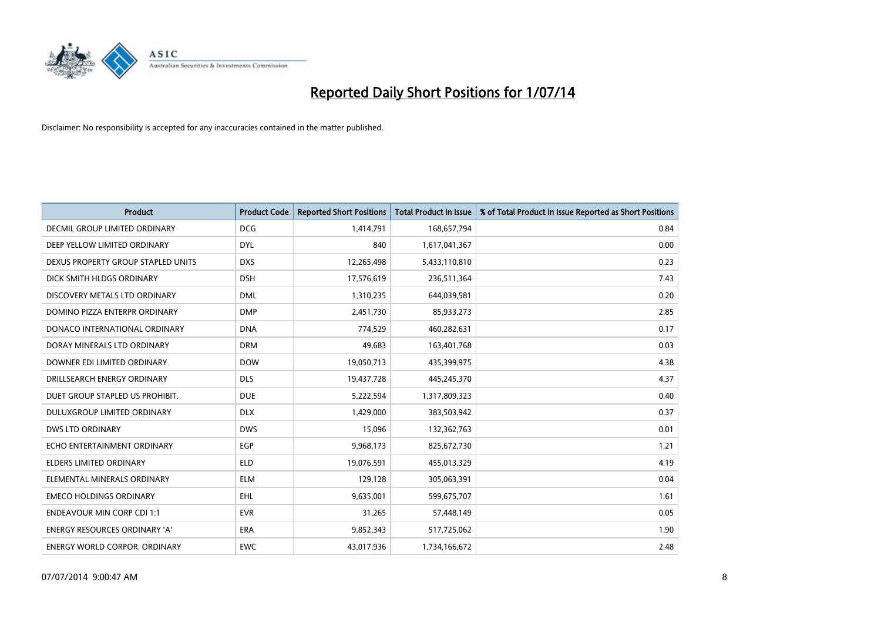# Reported Daily Short Positions for 1/07/14

Disclaimer: No responsibility is accepted for any inaccuracies contained in the matter published.

| Product | Product Code | Reported Short Positions | Total Product in Issue | % of Total Product in Issue Reported as Short Positions |
| --- | --- | --- | --- | --- |
| DECMIL GROUP LIMITED ORDINARY | DCG | 1,414,791 | 168,657,794 | 0.84 |
| DEEP YELLOW LIMITED ORDINARY | DYL | 840 | 1,617,041,367 | 0.00 |
| DEXUS PROPERTY GROUP STAPLED UNITS | DXS | 12,265,498 | 5,433,110,810 | 0.23 |
| DICK SMITH HLDGS ORDINARY | DSH | 17,576,619 | 236,511,364 | 7.43 |
| DISCOVERY METALS LTD ORDINARY | DML | 1,310,235 | 644,039,581 | 0.20 |
| DOMINO PIZZA ENTERPR ORDINARY | DMP | 2,451,730 | 85,933,273 | 2.85 |
| DONACO INTERNATIONAL ORDINARY | DNA | 774,529 | 460,282,631 | 0.17 |
| DORAY MINERALS LTD ORDINARY | DRM | 49,683 | 163,401,768 | 0.03 |
| DOWNER EDI LIMITED ORDINARY | DOW | 19,050,713 | 435,399,975 | 4.38 |
| DRILLSEARCH ENERGY ORDINARY | DLS | 19,437,728 | 445,245,370 | 4.37 |
| DUET GROUP STAPLED US PROHIBIT. | DUE | 5,222,594 | 1,317,809,323 | 0.40 |
| DULUXGROUP LIMITED ORDINARY | DLX | 1,429,000 | 383,503,942 | 0.37 |
| DWS LTD ORDINARY | DWS | 15,096 | 132,362,763 | 0.01 |
| ECHO ENTERTAINMENT ORDINARY | EGP | 9,968,173 | 825,672,730 | 1.21 |
| ELDERS LIMITED ORDINARY | ELD | 19,076,591 | 455,013,329 | 4.19 |
| ELEMENTAL MINERALS ORDINARY | ELM | 129,128 | 305,063,391 | 0.04 |
| EMECO HOLDINGS ORDINARY | EHL | 9,635,001 | 599,675,707 | 1.61 |
| ENDEAVOUR MIN CORP CDI 1:1 | EVR | 31,265 | 57,448,149 | 0.05 |
| ENERGY RESOURCES ORDINARY 'A' | ERA | 9,852,343 | 517,725,062 | 1.90 |
| ENERGY WORLD CORPOR. ORDINARY | EWC | 43,017,936 | 1,734,166,672 | 2.48 |

07/07/2014 9:00:47 AM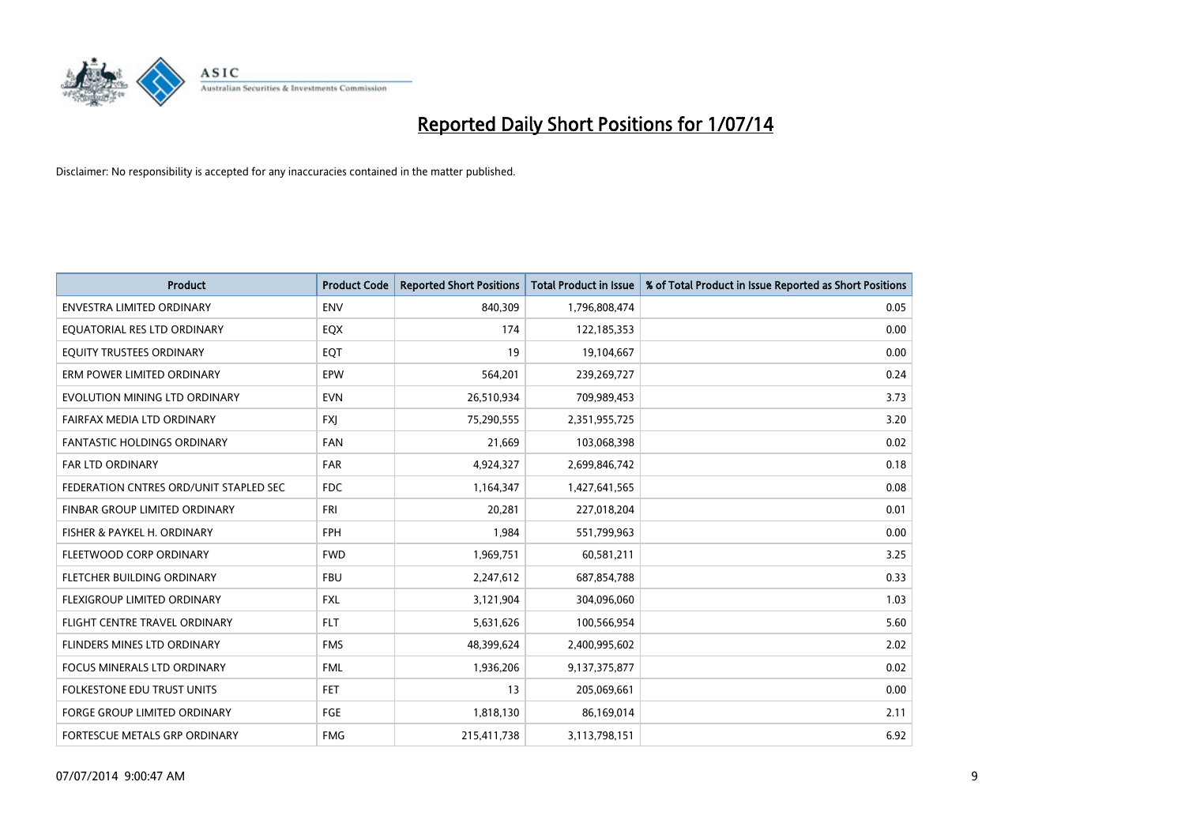# Reported Daily Short Positions for 1/07/14

Disclaimer: No responsibility is accepted for any inaccuracies contained in the matter published.

| Product | Product Code | Reported Short Positions | Total Product in Issue | % of Total Product in Issue Reported as Short Positions |
|---|---|---|---|---|
| ENVESTRA LIMITED ORDINARY | ENV | 840,309 | 1,796,808,474 | 0.05 |
| EQUATORIAL RES LTD ORDINARY | EQX | 174 | 122,185,353 | 0.00 |
| EQUITY TRUSTEES ORDINARY | EQT | 19 | 19,104,667 | 0.00 |
| ERM POWER LIMITED ORDINARY | EPW | 564,201 | 239,269,727 | 0.24 |
| EVOLUTION MINING LTD ORDINARY | EVN | 26,510,934 | 709,989,453 | 3.73 |
| FAIRFAX MEDIA LTD ORDINARY | FXJ | 75,290,555 | 2,351,955,725 | 3.20 |
| FANTASTIC HOLDINGS ORDINARY | FAN | 21,669 | 103,068,398 | 0.02 |
| FAR LTD ORDINARY | FAR | 4,924,327 | 2,699,846,742 | 0.18 |
| FEDERATION CNTRES ORD/UNIT STAPLED SEC | FDC | 1,164,347 | 1,427,641,565 | 0.08 |
| FINBAR GROUP LIMITED ORDINARY | FRI | 20,281 | 227,018,204 | 0.01 |
| FISHER & PAYKEL H. ORDINARY | FPH | 1,984 | 551,799,963 | 0.00 |
| FLEETWOOD CORP ORDINARY | FWD | 1,969,751 | 60,581,211 | 3.25 |
| FLETCHER BUILDING ORDINARY | FBU | 2,247,612 | 687,854,788 | 0.33 |
| FLEXIGROUP LIMITED ORDINARY | FXL | 3,121,904 | 304,096,060 | 1.03 |
| FLIGHT CENTRE TRAVEL ORDINARY | FLT | 5,631,626 | 100,566,954 | 5.60 |
| FLINDERS MINES LTD ORDINARY | FMS | 48,399,624 | 2,400,995,602 | 2.02 |
| FOCUS MINERALS LTD ORDINARY | FML | 1,936,206 | 9,137,375,877 | 0.02 |
| FOLKESTONE EDU TRUST UNITS | FET | 13 | 205,069,661 | 0.00 |
| FORGE GROUP LIMITED ORDINARY | FGE | 1,818,130 | 86,169,014 | 2.11 |
| FORTESCUE METALS GRP ORDINARY | FMG | 215,411,738 | 3,113,798,151 | 6.92 |

07/07/2014 9:00:47 AM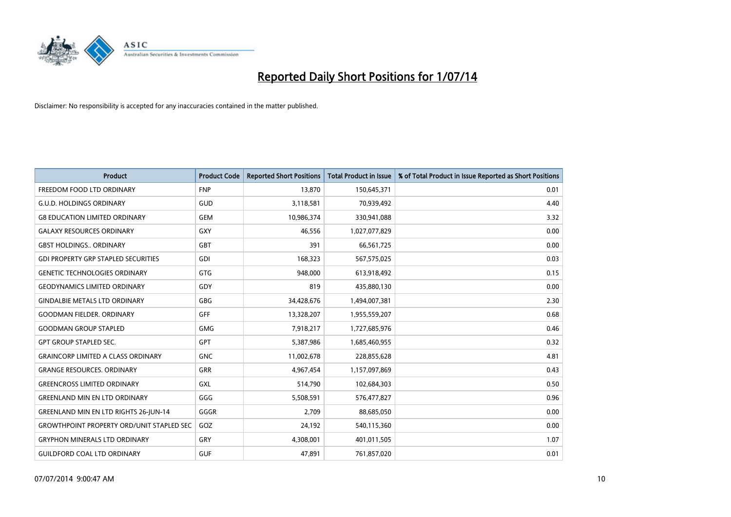# Reported Daily Short Positions for 1/07/14

Disclaimer: No responsibility is accepted for any inaccuracies contained in the matter published.

| Product | Product Code | Reported Short Positions | Total Product in Issue | % of Total Product in Issue Reported as Short Positions |
|---|---|---|---|---|
| FREEDOM FOOD LTD ORDINARY | FNP | 13,870 | 150,645,371 | 0.01 |
| G.U.D. HOLDINGS ORDINARY | GUD | 3,118,581 | 70,939,492 | 4.40 |
| G8 EDUCATION LIMITED ORDINARY | GEM | 10,986,374 | 330,941,088 | 3.32 |
| GALAXY RESOURCES ORDINARY | GXY | 46,556 | 1,027,077,829 | 0.00 |
| GBST HOLDINGS.. ORDINARY | GBT | 391 | 66,561,725 | 0.00 |
| GDI PROPERTY GRP STAPLED SECURITIES | GDI | 168,323 | 567,575,025 | 0.03 |
| GENETIC TECHNOLOGIES ORDINARY | GTG | 948,000 | 613,918,492 | 0.15 |
| GEODYNAMICS LIMITED ORDINARY | GDY | 819 | 435,880,130 | 0.00 |
| GINDALBIE METALS LTD ORDINARY | GBG | 34,428,676 | 1,494,007,381 | 2.30 |
| GOODMAN FIELDER. ORDINARY | GFF | 13,328,207 | 1,955,559,207 | 0.68 |
| GOODMAN GROUP STAPLED | GMG | 7,918,217 | 1,727,685,976 | 0.46 |
| GPT GROUP STAPLED SEC. | GPT | 5,387,986 | 1,685,460,955 | 0.32 |
| GRAINCORP LIMITED A CLASS ORDINARY | GNC | 11,002,678 | 228,855,628 | 4.81 |
| GRANGE RESOURCES. ORDINARY | GRR | 4,967,454 | 1,157,097,869 | 0.43 |
| GREENCROSS LIMITED ORDINARY | GXL | 514,790 | 102,684,303 | 0.50 |
| GREENLAND MIN EN LTD ORDINARY | GGG | 5,508,591 | 576,477,827 | 0.96 |
| GREENLAND MIN EN LTD RIGHTS 26-JUN-14 | GGGR | 2,709 | 88,685,050 | 0.00 |
| GROWTHPOINT PROPERTY ORD/UNIT STAPLED SEC | GOZ | 24,192 | 540,115,360 | 0.00 |
| GRYPHON MINERALS LTD ORDINARY | GRY | 4,308,001 | 401,011,505 | 1.07 |
| GUILDFORD COAL LTD ORDINARY | GUF | 47,891 | 761,857,020 | 0.01 |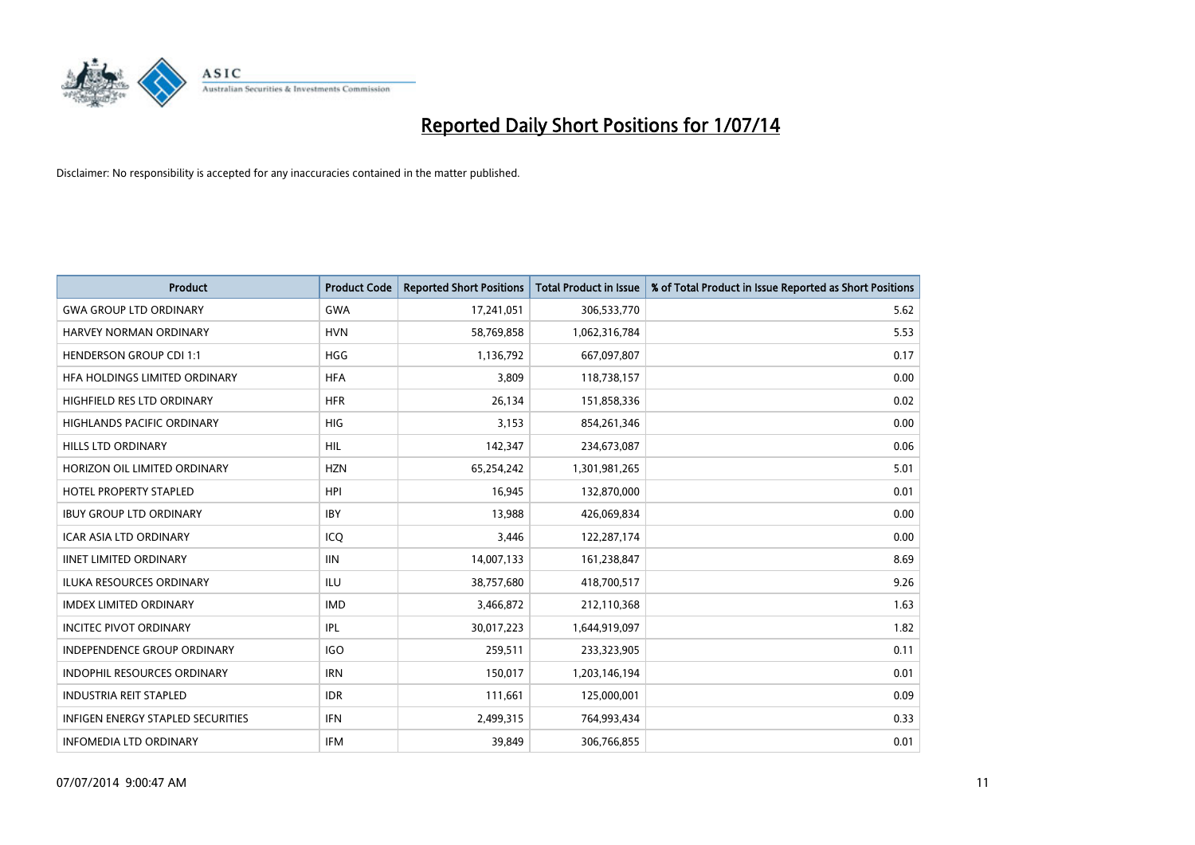# Reported Daily Short Positions for 1/07/14

Disclaimer: No responsibility is accepted for any inaccuracies contained in the matter published.

| Product | Product Code | Reported Short Positions | Total Product in Issue | % of Total Product in Issue Reported as Short Positions |
|---|---|---|---|---|
| GWA GROUP LTD ORDINARY | GWA | 17,241,051 | 306,533,770 | 5.62 |
| HARVEY NORMAN ORDINARY | HVN | 58,769,858 | 1,062,316,784 | 5.53 |
| HENDERSON GROUP CDI 1:1 | HGG | 1,136,792 | 667,097,807 | 0.17 |
| HFA HOLDINGS LIMITED ORDINARY | HFA | 3,809 | 118,738,157 | 0.00 |
| HIGHFIELD RES LTD ORDINARY | HFR | 26,134 | 151,858,336 | 0.02 |
| HIGHLANDS PACIFIC ORDINARY | HIG | 3,153 | 854,261,346 | 0.00 |
| HILLS LTD ORDINARY | HIL | 142,347 | 234,673,087 | 0.06 |
| HORIZON OIL LIMITED ORDINARY | HZN | 65,254,242 | 1,301,981,265 | 5.01 |
| HOTEL PROPERTY STAPLED | HPI | 16,945 | 132,870,000 | 0.01 |
| IBUY GROUP LTD ORDINARY | IBY | 13,988 | 426,069,834 | 0.00 |
| ICAR ASIA LTD ORDINARY | ICQ | 3,446 | 122,287,174 | 0.00 |
| IINET LIMITED ORDINARY | IIN | 14,007,133 | 161,238,847 | 8.69 |
| ILUKA RESOURCES ORDINARY | ILU | 38,757,680 | 418,700,517 | 9.26 |
| IMDEX LIMITED ORDINARY | IMD | 3,466,872 | 212,110,368 | 1.63 |
| INCITEC PIVOT ORDINARY | IPL | 30,017,223 | 1,644,919,097 | 1.82 |
| INDEPENDENCE GROUP ORDINARY | IGO | 259,511 | 233,323,905 | 0.11 |
| INDOPHIL RESOURCES ORDINARY | IRN | 150,017 | 1,203,146,194 | 0.01 |
| INDUSTRIA REIT STAPLED | IDR | 111,661 | 125,000,001 | 0.09 |
| INFIGEN ENERGY STAPLED SECURITIES | IFN | 2,499,315 | 764,993,434 | 0.33 |
| INFOMEDIA LTD ORDINARY | IFM | 39,849 | 306,766,855 | 0.01 |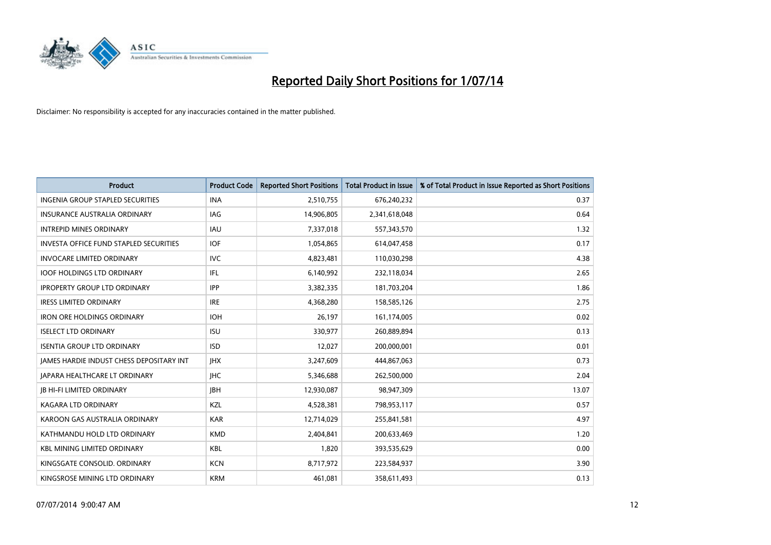# Reported Daily Short Positions for 1/07/14

Disclaimer: No responsibility is accepted for any inaccuracies contained in the matter published.

| Product | Product Code | Reported Short Positions | Total Product in Issue | % of Total Product in Issue Reported as Short Positions |
|---|---|---|---|---|
| INGENIA GROUP STAPLED SECURITIES | INA | 2,510,755 | 676,240,232 | 0.37 |
| INSURANCE AUSTRALIA ORDINARY | IAG | 14,906,805 | 2,341,618,048 | 0.64 |
| INTREPID MINES ORDINARY | IAU | 7,337,018 | 557,343,570 | 1.32 |
| INVESTA OFFICE FUND STAPLED SECURITIES | IOF | 1,054,865 | 614,047,458 | 0.17 |
| INVOCARE LIMITED ORDINARY | IVC | 4,823,481 | 110,030,298 | 4.38 |
| IOOF HOLDINGS LTD ORDINARY | IFL | 6,140,992 | 232,118,034 | 2.65 |
| IPROPERTY GROUP LTD ORDINARY | IPP | 3,382,335 | 181,703,204 | 1.86 |
| IRESS LIMITED ORDINARY | IRE | 4,368,280 | 158,585,126 | 2.75 |
| IRON ORE HOLDINGS ORDINARY | IOH | 26,197 | 161,174,005 | 0.02 |
| ISELECT LTD ORDINARY | ISU | 330,977 | 260,889,894 | 0.13 |
| ISENTIA GROUP LTD ORDINARY | ISD | 12,027 | 200,000,001 | 0.01 |
| JAMES HARDIE INDUST CHESS DEPOSITARY INT | JHX | 3,247,609 | 444,867,063 | 0.73 |
| JAPARA HEALTHCARE LT ORDINARY | JHC | 5,346,688 | 262,500,000 | 2.04 |
| JB HI-FI LIMITED ORDINARY | JBH | 12,930,087 | 98,947,309 | 13.07 |
| KAGARA LTD ORDINARY | KZL | 4,528,381 | 798,953,117 | 0.57 |
| KAROON GAS AUSTRALIA ORDINARY | KAR | 12,714,029 | 255,841,581 | 4.97 |
| KATHMANDU HOLD LTD ORDINARY | KMD | 2,404,841 | 200,633,469 | 1.20 |
| KBL MINING LIMITED ORDINARY | KBL | 1,820 | 393,535,629 | 0.00 |
| KINGSGATE CONSOLID. ORDINARY | KCN | 8,717,972 | 223,584,937 | 3.90 |
| KINGSROSE MINING LTD ORDINARY | KRM | 461,081 | 358,611,493 | 0.13 |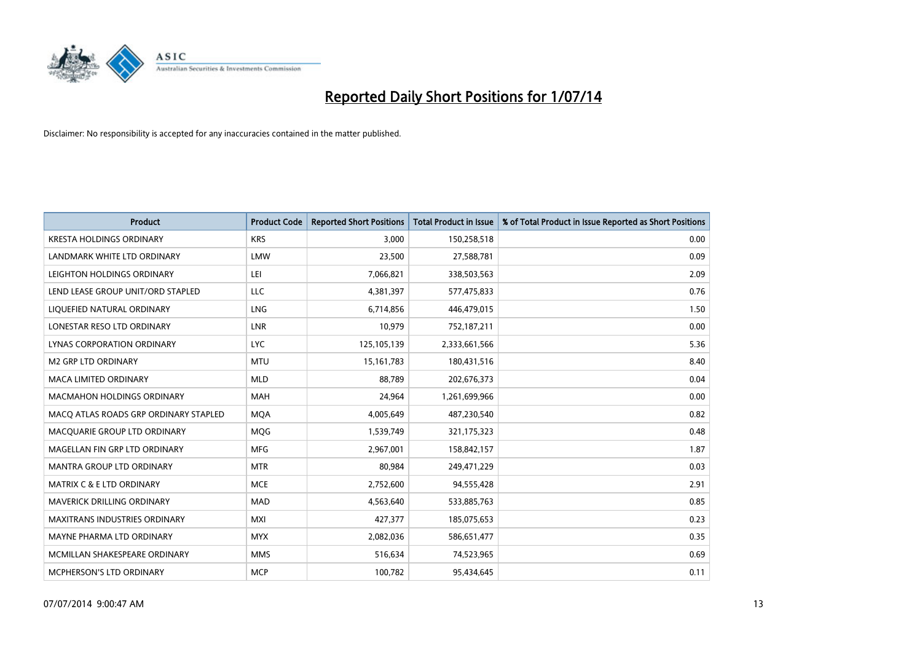# Reported Daily Short Positions for 1/07/14

Disclaimer: No responsibility is accepted for any inaccuracies contained in the matter published.

| Product | Product Code | Reported Short Positions | Total Product in Issue | % of Total Product in Issue Reported as Short Positions |
|---|---|---|---|---|
| KRESTA HOLDINGS ORDINARY | KRS | 3,000 | 150,258,518 | 0.00 |
| LANDMARK WHITE LTD ORDINARY | LMW | 23,500 | 27,588,781 | 0.09 |
| LEIGHTON HOLDINGS ORDINARY | LEI | 7,066,821 | 338,503,563 | 2.09 |
| LEND LEASE GROUP UNIT/ORD STAPLED | LLC | 4,381,397 | 577,475,833 | 0.76 |
| LIQUEFIED NATURAL ORDINARY | LNG | 6,714,856 | 446,479,015 | 1.50 |
| LONESTAR RESO LTD ORDINARY | LNR | 10,979 | 752,187,211 | 0.00 |
| LYNAS CORPORATION ORDINARY | LYC | 125,105,139 | 2,333,661,566 | 5.36 |
| M2 GRP LTD ORDINARY | MTU | 15,161,783 | 180,431,516 | 8.40 |
| MACA LIMITED ORDINARY | MLD | 88,789 | 202,676,373 | 0.04 |
| MACMAHON HOLDINGS ORDINARY | MAH | 24,964 | 1,261,699,966 | 0.00 |
| MACQ ATLAS ROADS GRP ORDINARY STAPLED | MQA | 4,005,649 | 487,230,540 | 0.82 |
| MACQUARIE GROUP LTD ORDINARY | MQG | 1,539,749 | 321,175,323 | 0.48 |
| MAGELLAN FIN GRP LTD ORDINARY | MFG | 2,967,001 | 158,842,157 | 1.87 |
| MANTRA GROUP LTD ORDINARY | MTR | 80,984 | 249,471,229 | 0.03 |
| MATRIX C & E LTD ORDINARY | MCE | 2,752,600 | 94,555,428 | 2.91 |
| MAVERICK DRILLING ORDINARY | MAD | 4,563,640 | 533,885,763 | 0.85 |
| MAXITRANS INDUSTRIES ORDINARY | MXI | 427,377 | 185,075,653 | 0.23 |
| MAYNE PHARMA LTD ORDINARY | MYX | 2,082,036 | 586,651,477 | 0.35 |
| MCMILLAN SHAKESPEARE ORDINARY | MMS | 516,634 | 74,523,965 | 0.69 |
| MCPHERSON'S LTD ORDINARY | MCP | 100,782 | 95,434,645 | 0.11 |

07/07/2014 9:00:47 AM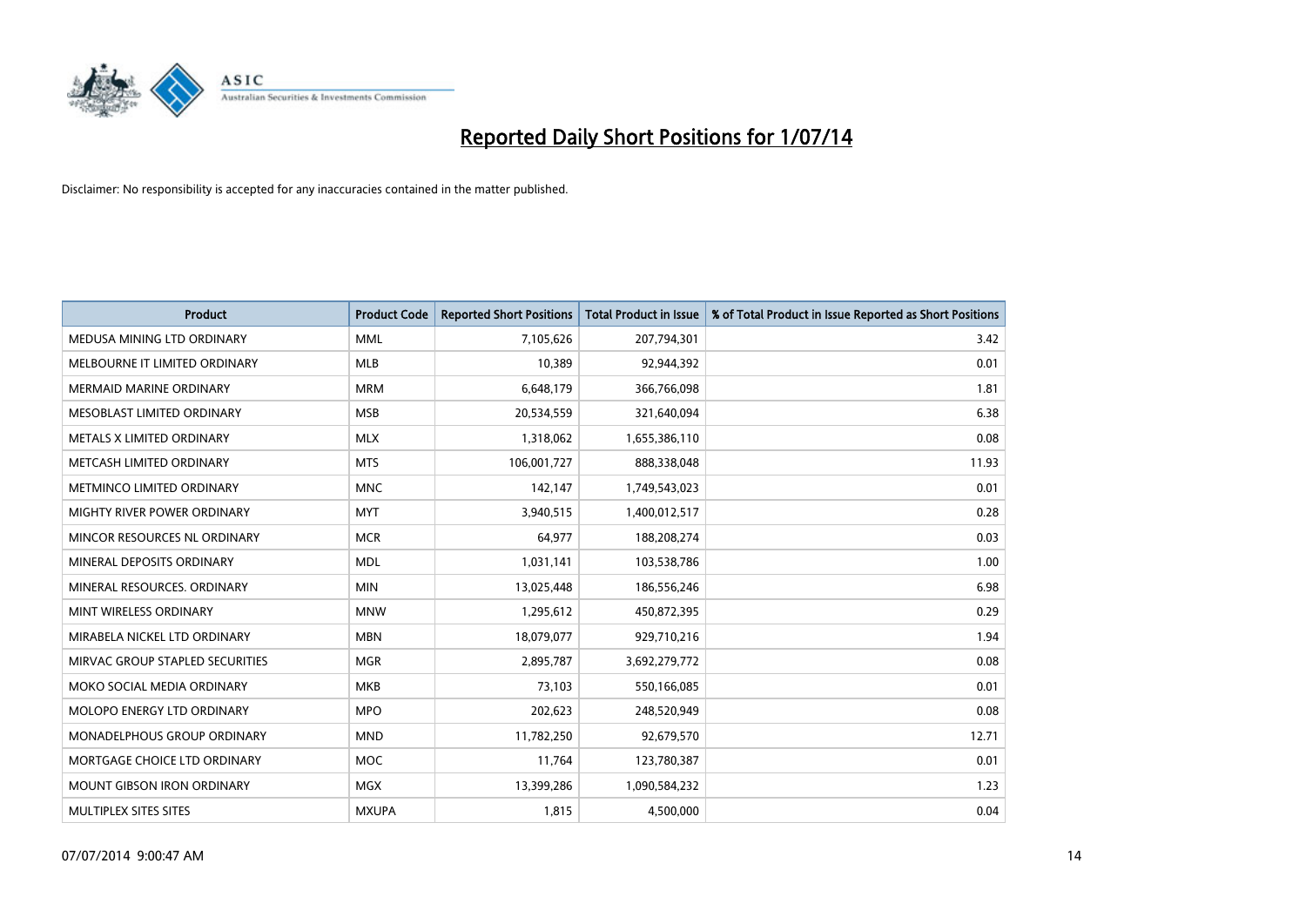# Reported Daily Short Positions for 1/07/14

Disclaimer: No responsibility is accepted for any inaccuracies contained in the matter published.

| Product | Product Code | Reported Short Positions | Total Product in Issue | % of Total Product in Issue Reported as Short Positions |
|---|---|---|---|---|
| MEDUSA MINING LTD ORDINARY | MML | 7,105,626 | 207,794,301 | 3.42 |
| MELBOURNE IT LIMITED ORDINARY | MLB | 10,389 | 92,944,392 | 0.01 |
| MERMAID MARINE ORDINARY | MRM | 6,648,179 | 366,766,098 | 1.81 |
| MESOBLAST LIMITED ORDINARY | MSB | 20,534,559 | 321,640,094 | 6.38 |
| METALS X LIMITED ORDINARY | MLX | 1,318,062 | 1,655,386,110 | 0.08 |
| METCASH LIMITED ORDINARY | MTS | 106,001,727 | 888,338,048 | 11.93 |
| METMINCO LIMITED ORDINARY | MNC | 142,147 | 1,749,543,023 | 0.01 |
| MIGHTY RIVER POWER ORDINARY | MYT | 3,940,515 | 1,400,012,517 | 0.28 |
| MINCOR RESOURCES NL ORDINARY | MCR | 64,977 | 188,208,274 | 0.03 |
| MINERAL DEPOSITS ORDINARY | MDL | 1,031,141 | 103,538,786 | 1.00 |
| MINERAL RESOURCES. ORDINARY | MIN | 13,025,448 | 186,556,246 | 6.98 |
| MINT WIRELESS ORDINARY | MNW | 1,295,612 | 450,872,395 | 0.29 |
| MIRABELA NICKEL LTD ORDINARY | MBN | 18,079,077 | 929,710,216 | 1.94 |
| MIRVAC GROUP STAPLED SECURITIES | MGR | 2,895,787 | 3,692,279,772 | 0.08 |
| MOKO SOCIAL MEDIA ORDINARY | MKB | 73,103 | 550,166,085 | 0.01 |
| MOLOPO ENERGY LTD ORDINARY | MPO | 202,623 | 248,520,949 | 0.08 |
| MONADELPHOUS GROUP ORDINARY | MND | 11,782,250 | 92,679,570 | 12.71 |
| MORTGAGE CHOICE LTD ORDINARY | MOC | 11,764 | 123,780,387 | 0.01 |
| MOUNT GIBSON IRON ORDINARY | MGX | 13,399,286 | 1,090,584,232 | 1.23 |
| MULTIPLEX SITES SITES | MXUPA | 1,815 | 4,500,000 | 0.04 |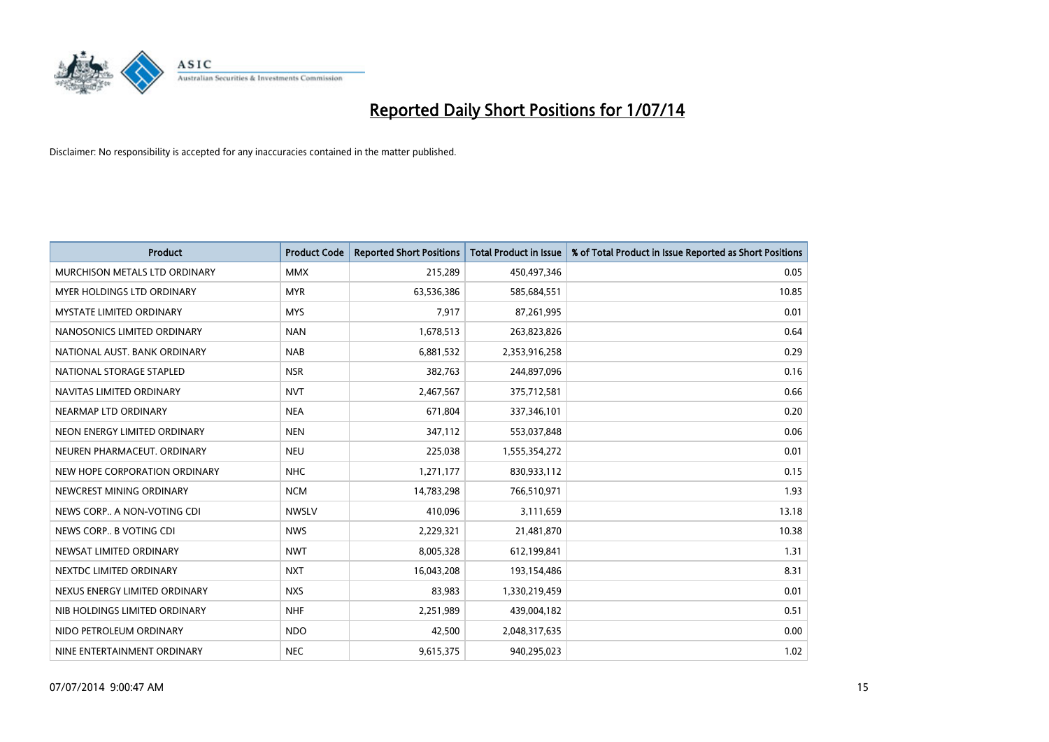# Reported Daily Short Positions for 1/07/14

Disclaimer: No responsibility is accepted for any inaccuracies contained in the matter published.

| Product | Product Code | Reported Short Positions | Total Product in Issue | % of Total Product in Issue Reported as Short Positions |
|---|---|---|---|---|
| MURCHISON METALS LTD ORDINARY | MMX | 215,289 | 450,497,346 | 0.05 |
| MYER HOLDINGS LTD ORDINARY | MYR | 63,536,386 | 585,684,551 | 10.85 |
| MYSTATE LIMITED ORDINARY | MYS | 7,917 | 87,261,995 | 0.01 |
| NANOSONICS LIMITED ORDINARY | NAN | 1,678,513 | 263,823,826 | 0.64 |
| NATIONAL AUST. BANK ORDINARY | NAB | 6,881,532 | 2,353,916,258 | 0.29 |
| NATIONAL STORAGE STAPLED | NSR | 382,763 | 244,897,096 | 0.16 |
| NAVITAS LIMITED ORDINARY | NVT | 2,467,567 | 375,712,581 | 0.66 |
| NEARMAP LTD ORDINARY | NEA | 671,804 | 337,346,101 | 0.20 |
| NEON ENERGY LIMITED ORDINARY | NEN | 347,112 | 553,037,848 | 0.06 |
| NEUREN PHARMACEUT. ORDINARY | NEU | 225,038 | 1,555,354,272 | 0.01 |
| NEW HOPE CORPORATION ORDINARY | NHC | 1,271,177 | 830,933,112 | 0.15 |
| NEWCREST MINING ORDINARY | NCM | 14,783,298 | 766,510,971 | 1.93 |
| NEWS CORP.. A NON-VOTING CDI | NWSLV | 410,096 | 3,111,659 | 13.18 |
| NEWS CORP.. B VOTING CDI | NWS | 2,229,321 | 21,481,870 | 10.38 |
| NEWSAT LIMITED ORDINARY | NWT | 8,005,328 | 612,199,841 | 1.31 |
| NEXTDC LIMITED ORDINARY | NXT | 16,043,208 | 193,154,486 | 8.31 |
| NEXUS ENERGY LIMITED ORDINARY | NXS | 83,983 | 1,330,219,459 | 0.01 |
| NIB HOLDINGS LIMITED ORDINARY | NHF | 2,251,989 | 439,004,182 | 0.51 |
| NIDO PETROLEUM ORDINARY | NDO | 42,500 | 2,048,317,635 | 0.00 |
| NINE ENTERTAINMENT ORDINARY | NEC | 9,615,375 | 940,295,023 | 1.02 |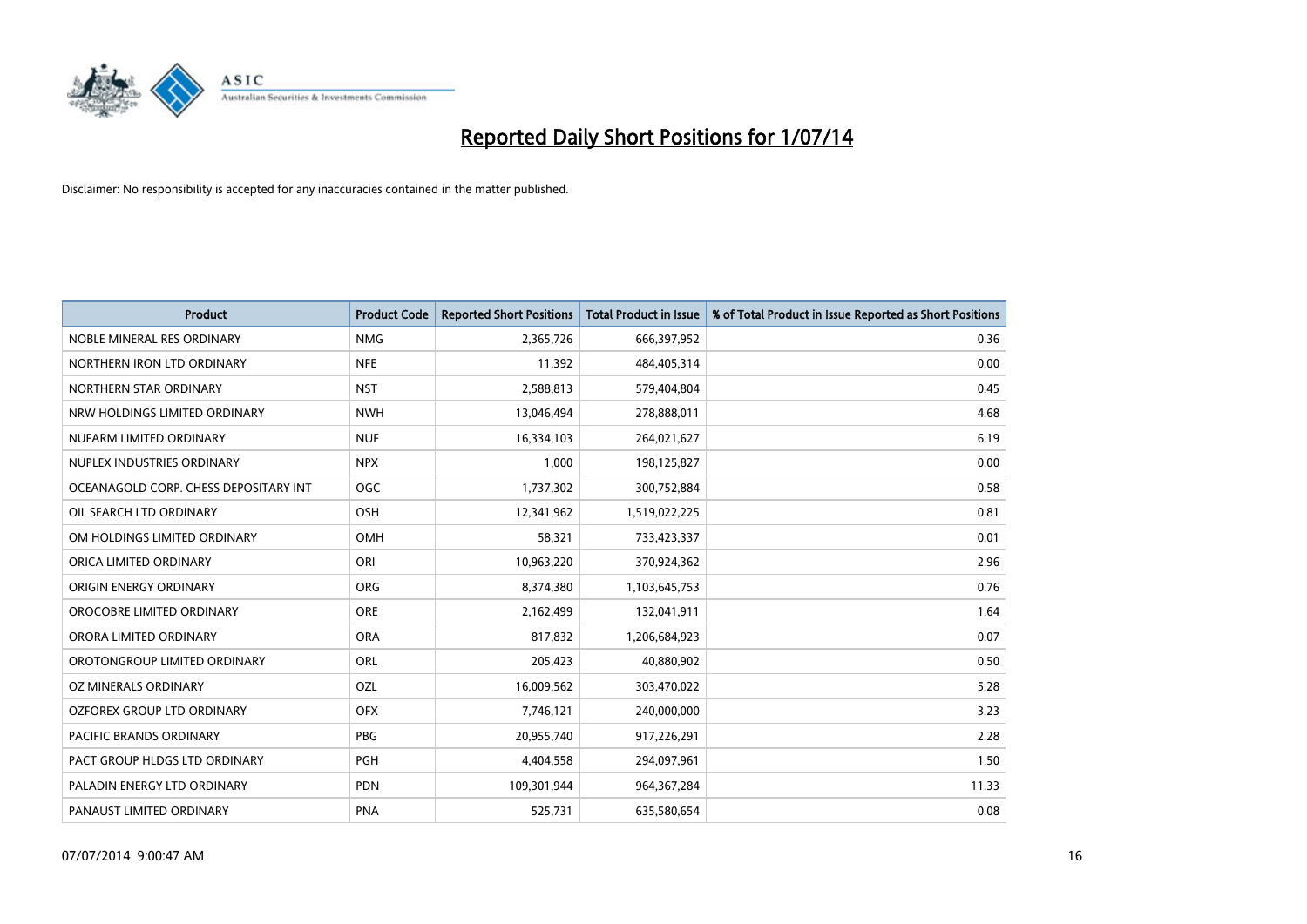# Reported Daily Short Positions for 1/07/14

Disclaimer: No responsibility is accepted for any inaccuracies contained in the matter published.

| Product | Product Code | Reported Short Positions | Total Product in Issue | % of Total Product in Issue Reported as Short Positions |
|---|---|---|---|---|
| NOBLE MINERAL RES ORDINARY | NMG | 2,365,726 | 666,397,952 | 0.36 |
| NORTHERN IRON LTD ORDINARY | NFE | 11,392 | 484,405,314 | 0.00 |
| NORTHERN STAR ORDINARY | NST | 2,588,813 | 579,404,804 | 0.45 |
| NRW HOLDINGS LIMITED ORDINARY | NWH | 13,046,494 | 278,888,011 | 4.68 |
| NUFARM LIMITED ORDINARY | NUF | 16,334,103 | 264,021,627 | 6.19 |
| NUPLEX INDUSTRIES ORDINARY | NPX | 1,000 | 198,125,827 | 0.00 |
| OCEANAGOLD CORP. CHESS DEPOSITARY INT | OGC | 1,737,302 | 300,752,884 | 0.58 |
| OIL SEARCH LTD ORDINARY | OSH | 12,341,962 | 1,519,022,225 | 0.81 |
| OM HOLDINGS LIMITED ORDINARY | OMH | 58,321 | 733,423,337 | 0.01 |
| ORICA LIMITED ORDINARY | ORI | 10,963,220 | 370,924,362 | 2.96 |
| ORIGIN ENERGY ORDINARY | ORG | 8,374,380 | 1,103,645,753 | 0.76 |
| OROCOBRE LIMITED ORDINARY | ORE | 2,162,499 | 132,041,911 | 1.64 |
| ORORA LIMITED ORDINARY | ORA | 817,832 | 1,206,684,923 | 0.07 |
| OROTONGROUP LIMITED ORDINARY | ORL | 205,423 | 40,880,902 | 0.50 |
| OZ MINERALS ORDINARY | OZL | 16,009,562 | 303,470,022 | 5.28 |
| OZFOREX GROUP LTD ORDINARY | OFX | 7,746,121 | 240,000,000 | 3.23 |
| PACIFIC BRANDS ORDINARY | PBG | 20,955,740 | 917,226,291 | 2.28 |
| PACT GROUP HLDGS LTD ORDINARY | PGH | 4,404,558 | 294,097,961 | 1.50 |
| PALADIN ENERGY LTD ORDINARY | PDN | 109,301,944 | 964,367,284 | 11.33 |
| PANAUST LIMITED ORDINARY | PNA | 525,731 | 635,580,654 | 0.08 |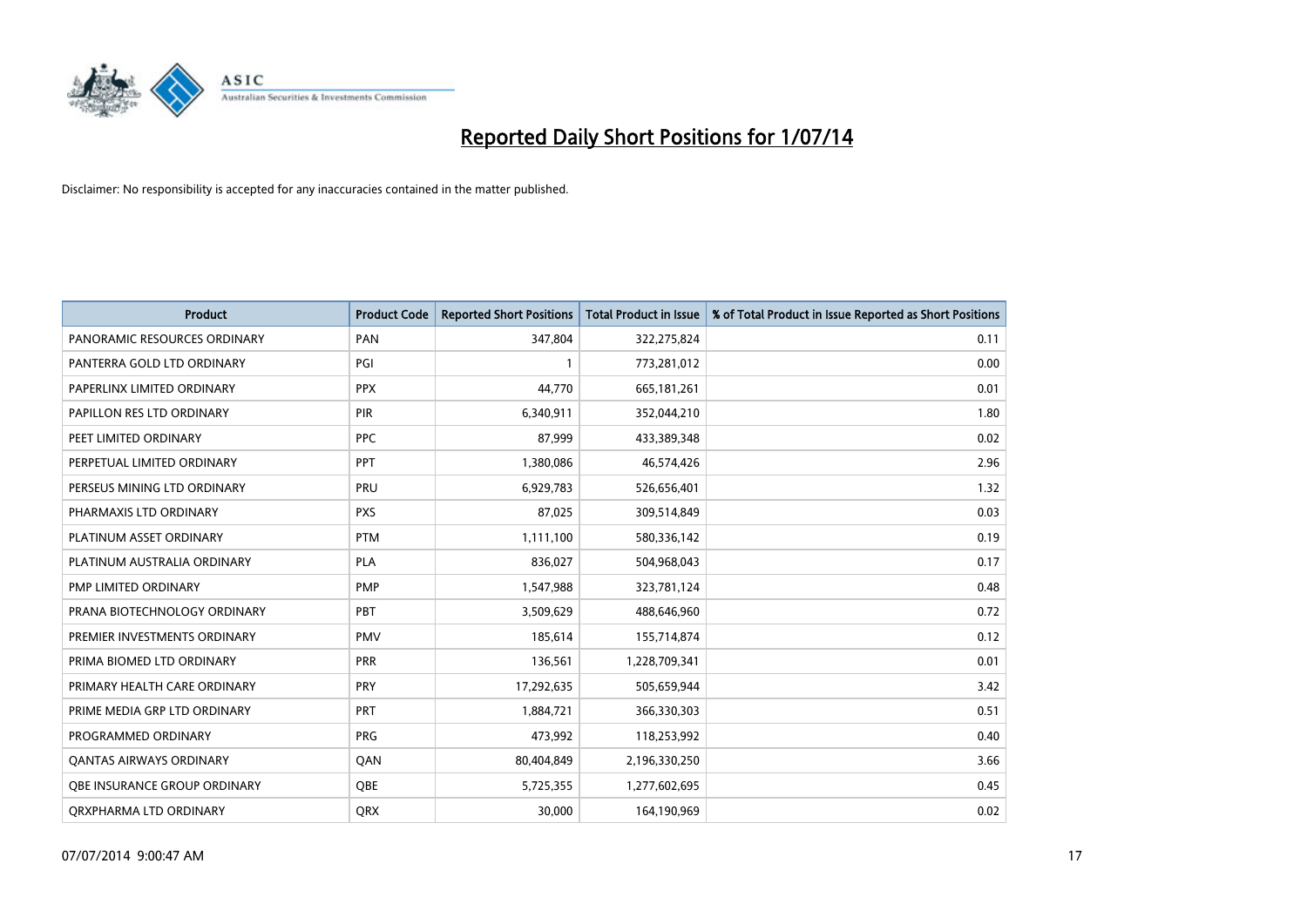# Reported Daily Short Positions for 1/07/14

Disclaimer: No responsibility is accepted for any inaccuracies contained in the matter published.

| Product | Product Code | Reported Short Positions | Total Product in Issue | % of Total Product in Issue Reported as Short Positions |
|---|---|---|---|---|
| PANORAMIC RESOURCES ORDINARY | PAN | 347,804 | 322,275,824 | 0.11 |
| PANTERRA GOLD LTD ORDINARY | PGI | 1 | 773,281,012 | 0.00 |
| PAPERLINX LIMITED ORDINARY | PPX | 44,770 | 665,181,261 | 0.01 |
| PAPILLON RES LTD ORDINARY | PIR | 6,340,911 | 352,044,210 | 1.80 |
| PEET LIMITED ORDINARY | PPC | 87,999 | 433,389,348 | 0.02 |
| PERPETUAL LIMITED ORDINARY | PPT | 1,380,086 | 46,574,426 | 2.96 |
| PERSEUS MINING LTD ORDINARY | PRU | 6,929,783 | 526,656,401 | 1.32 |
| PHARMAXIS LTD ORDINARY | PXS | 87,025 | 309,514,849 | 0.03 |
| PLATINUM ASSET ORDINARY | PTM | 1,111,100 | 580,336,142 | 0.19 |
| PLATINUM AUSTRALIA ORDINARY | PLA | 836,027 | 504,968,043 | 0.17 |
| PMP LIMITED ORDINARY | PMP | 1,547,988 | 323,781,124 | 0.48 |
| PRANA BIOTECHNOLOGY ORDINARY | PBT | 3,509,629 | 488,646,960 | 0.72 |
| PREMIER INVESTMENTS ORDINARY | PMV | 185,614 | 155,714,874 | 0.12 |
| PRIMA BIOMED LTD ORDINARY | PRR | 136,561 | 1,228,709,341 | 0.01 |
| PRIMARY HEALTH CARE ORDINARY | PRY | 17,292,635 | 505,659,944 | 3.42 |
| PRIME MEDIA GRP LTD ORDINARY | PRT | 1,884,721 | 366,330,303 | 0.51 |
| PROGRAMMED ORDINARY | PRG | 473,992 | 118,253,992 | 0.40 |
| QANTAS AIRWAYS ORDINARY | QAN | 80,404,849 | 2,196,330,250 | 3.66 |
| QBE INSURANCE GROUP ORDINARY | QBE | 5,725,355 | 1,277,602,695 | 0.45 |
| QRXPHARMA LTD ORDINARY | QRX | 30,000 | 164,190,969 | 0.02 |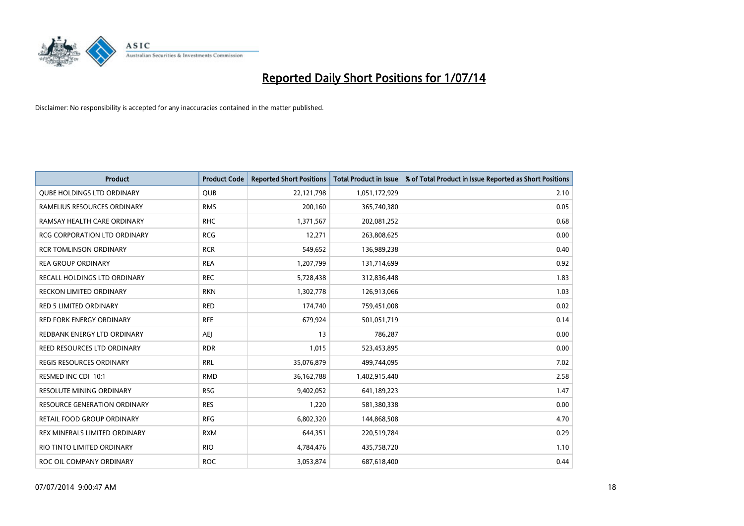# Reported Daily Short Positions for 1/07/14

Disclaimer: No responsibility is accepted for any inaccuracies contained in the matter published.

| Product | Product Code | Reported Short Positions | Total Product in Issue | % of Total Product in Issue Reported as Short Positions |
|---|---|---|---|---|
| QUBE HOLDINGS LTD ORDINARY | QUB | 22,121,798 | 1,051,172,929 | 2.10 |
| RAMELIUS RESOURCES ORDINARY | RMS | 200,160 | 365,740,380 | 0.05 |
| RAMSAY HEALTH CARE ORDINARY | RHC | 1,371,567 | 202,081,252 | 0.68 |
| RCG CORPORATION LTD ORDINARY | RCG | 12,271 | 263,808,625 | 0.00 |
| RCR TOMLINSON ORDINARY | RCR | 549,652 | 136,989,238 | 0.40 |
| REA GROUP ORDINARY | REA | 1,207,799 | 131,714,699 | 0.92 |
| RECALL HOLDINGS LTD ORDINARY | REC | 5,728,438 | 312,836,448 | 1.83 |
| RECKON LIMITED ORDINARY | RKN | 1,302,778 | 126,913,066 | 1.03 |
| RED 5 LIMITED ORDINARY | RED | 174,740 | 759,451,008 | 0.02 |
| RED FORK ENERGY ORDINARY | RFE | 679,924 | 501,051,719 | 0.14 |
| REDBANK ENERGY LTD ORDINARY | AEJ | 13 | 786,287 | 0.00 |
| REED RESOURCES LTD ORDINARY | RDR | 1,015 | 523,453,895 | 0.00 |
| REGIS RESOURCES ORDINARY | RRL | 35,076,879 | 499,744,095 | 7.02 |
| RESMED INC CDI 10:1 | RMD | 36,162,788 | 1,402,915,440 | 2.58 |
| RESOLUTE MINING ORDINARY | RSG | 9,402,052 | 641,189,223 | 1.47 |
| RESOURCE GENERATION ORDINARY | RES | 1,220 | 581,380,338 | 0.00 |
| RETAIL FOOD GROUP ORDINARY | RFG | 6,802,320 | 144,868,508 | 4.70 |
| REX MINERALS LIMITED ORDINARY | RXM | 644,351 | 220,519,784 | 0.29 |
| RIO TINTO LIMITED ORDINARY | RIO | 4,784,476 | 435,758,720 | 1.10 |
| ROC OIL COMPANY ORDINARY | ROC | 3,053,874 | 687,618,400 | 0.44 |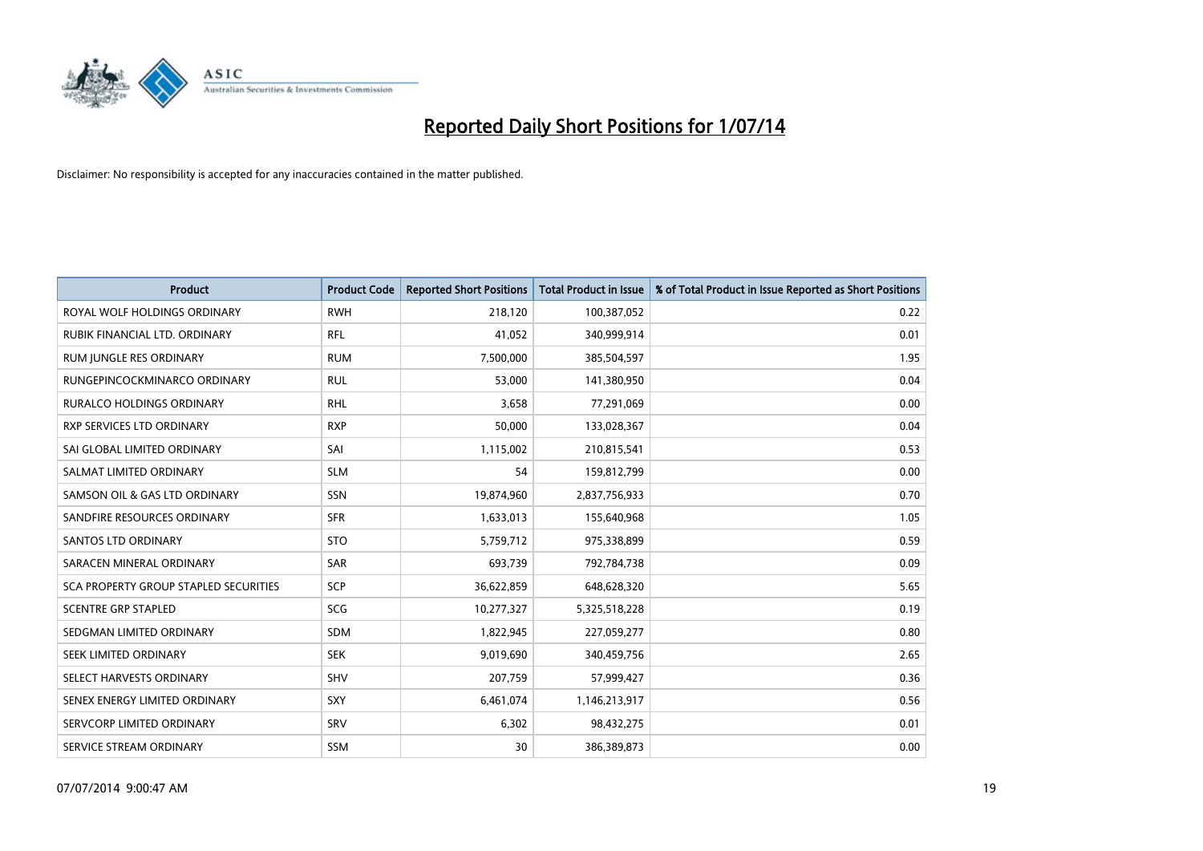# Reported Daily Short Positions for 1/07/14

Disclaimer: No responsibility is accepted for any inaccuracies contained in the matter published.

| Product | Product Code | Reported Short Positions | Total Product in Issue | % of Total Product in Issue Reported as Short Positions |
|---|---|---|---|---|
| ROYAL WOLF HOLDINGS ORDINARY | RWH | 218,120 | 100,387,052 | 0.22 |
| RUBIK FINANCIAL LTD. ORDINARY | RFL | 41,052 | 340,999,914 | 0.01 |
| RUM JUNGLE RES ORDINARY | RUM | 7,500,000 | 385,504,597 | 1.95 |
| RUNGEPINCOCKMINARCO ORDINARY | RUL | 53,000 | 141,380,950 | 0.04 |
| RURALCO HOLDINGS ORDINARY | RHL | 3,658 | 77,291,069 | 0.00 |
| RXP SERVICES LTD ORDINARY | RXP | 50,000 | 133,028,367 | 0.04 |
| SAI GLOBAL LIMITED ORDINARY | SAI | 1,115,002 | 210,815,541 | 0.53 |
| SALMAT LIMITED ORDINARY | SLM | 54 | 159,812,799 | 0.00 |
| SAMSON OIL & GAS LTD ORDINARY | SSN | 19,874,960 | 2,837,756,933 | 0.70 |
| SANDFIRE RESOURCES ORDINARY | SFR | 1,633,013 | 155,640,968 | 1.05 |
| SANTOS LTD ORDINARY | STO | 5,759,712 | 975,338,899 | 0.59 |
| SARACEN MINERAL ORDINARY | SAR | 693,739 | 792,784,738 | 0.09 |
| SCA PROPERTY GROUP STAPLED SECURITIES | SCP | 36,622,859 | 648,628,320 | 5.65 |
| SCENTRE GRP STAPLED | SCG | 10,277,327 | 5,325,518,228 | 0.19 |
| SEDGMAN LIMITED ORDINARY | SDM | 1,822,945 | 227,059,277 | 0.80 |
| SEEK LIMITED ORDINARY | SEK | 9,019,690 | 340,459,756 | 2.65 |
| SELECT HARVESTS ORDINARY | SHV | 207,759 | 57,999,427 | 0.36 |
| SENEX ENERGY LIMITED ORDINARY | SXY | 6,461,074 | 1,146,213,917 | 0.56 |
| SERVCORP LIMITED ORDINARY | SRV | 6,302 | 98,432,275 | 0.01 |
| SERVICE STREAM ORDINARY | SSM | 30 | 386,389,873 | 0.00 |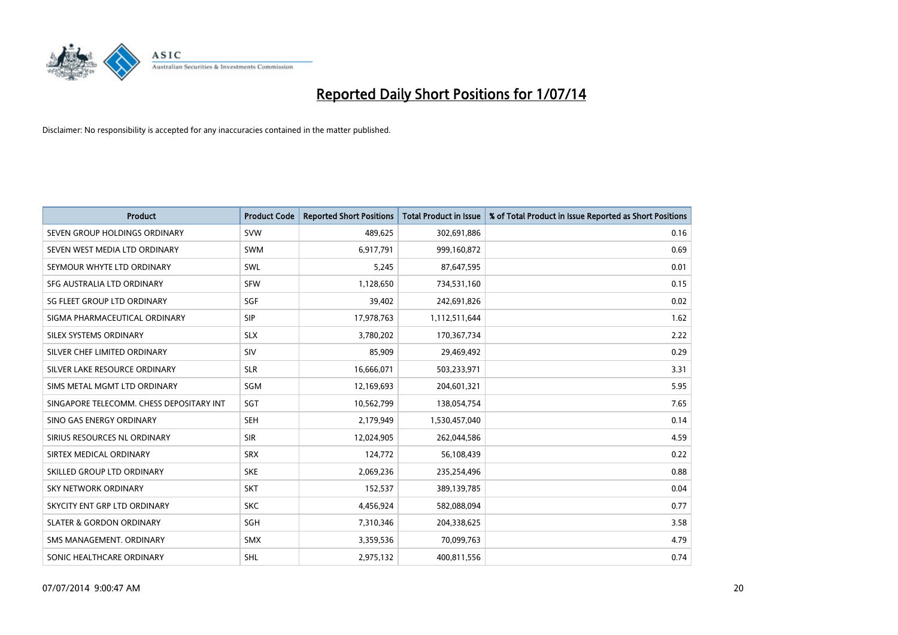# Reported Daily Short Positions for 1/07/14

Disclaimer: No responsibility is accepted for any inaccuracies contained in the matter published.

| Product | Product Code | Reported Short Positions | Total Product in Issue | % of Total Product in Issue Reported as Short Positions |
|---|---|---|---|---|
| SEVEN GROUP HOLDINGS ORDINARY | SVW | 489,625 | 302,691,886 | 0.16 |
| SEVEN WEST MEDIA LTD ORDINARY | SWM | 6,917,791 | 999,160,872 | 0.69 |
| SEYMOUR WHYTE LTD ORDINARY | SWL | 5,245 | 87,647,595 | 0.01 |
| SFG AUSTRALIA LTD ORDINARY | SFW | 1,128,650 | 734,531,160 | 0.15 |
| SG FLEET GROUP LTD ORDINARY | SGF | 39,402 | 242,691,826 | 0.02 |
| SIGMA PHARMACEUTICAL ORDINARY | SIP | 17,978,763 | 1,112,511,644 | 1.62 |
| SILEX SYSTEMS ORDINARY | SLX | 3,780,202 | 170,367,734 | 2.22 |
| SILVER CHEF LIMITED ORDINARY | SIV | 85,909 | 29,469,492 | 0.29 |
| SILVER LAKE RESOURCE ORDINARY | SLR | 16,666,071 | 503,233,971 | 3.31 |
| SIMS METAL MGMT LTD ORDINARY | SGM | 12,169,693 | 204,601,321 | 5.95 |
| SINGAPORE TELECOMM. CHESS DEPOSITARY INT | SGT | 10,562,799 | 138,054,754 | 7.65 |
| SINO GAS ENERGY ORDINARY | SEH | 2,179,949 | 1,530,457,040 | 0.14 |
| SIRIUS RESOURCES NL ORDINARY | SIR | 12,024,905 | 262,044,586 | 4.59 |
| SIRTEX MEDICAL ORDINARY | SRX | 124,772 | 56,108,439 | 0.22 |
| SKILLED GROUP LTD ORDINARY | SKE | 2,069,236 | 235,254,496 | 0.88 |
| SKY NETWORK ORDINARY | SKT | 152,537 | 389,139,785 | 0.04 |
| SKYCITY ENT GRP LTD ORDINARY | SKC | 4,456,924 | 582,088,094 | 0.77 |
| SLATER & GORDON ORDINARY | SGH | 7,310,346 | 204,338,625 | 3.58 |
| SMS MANAGEMENT. ORDINARY | SMX | 3,359,536 | 70,099,763 | 4.79 |
| SONIC HEALTHCARE ORDINARY | SHL | 2,975,132 | 400,811,556 | 0.74 |

07/07/2014 9:00:47 AM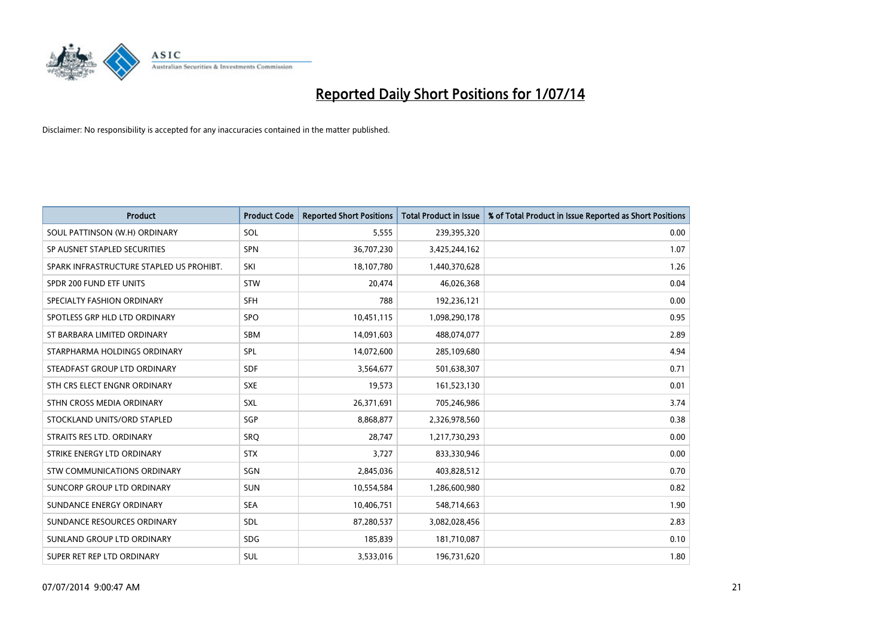# Reported Daily Short Positions for 1/07/14

Disclaimer: No responsibility is accepted for any inaccuracies contained in the matter published.

| Product | Product Code | Reported Short Positions | Total Product in Issue | % of Total Product in Issue Reported as Short Positions |
|---|---|---|---|---|
| SOUL PATTINSON (W.H) ORDINARY | SOL | 5,555 | 239,395,320 | 0.00 |
| SP AUSNET STAPLED SECURITIES | SPN | 36,707,230 | 3,425,244,162 | 1.07 |
| SPARK INFRASTRUCTURE STAPLED US PROHIBT. | SKI | 18,107,780 | 1,440,370,628 | 1.26 |
| SPDR 200 FUND ETF UNITS | STW | 20,474 | 46,026,368 | 0.04 |
| SPECIALTY FASHION ORDINARY | SFH | 788 | 192,236,121 | 0.00 |
| SPOTLESS GRP HLD LTD ORDINARY | SPO | 10,451,115 | 1,098,290,178 | 0.95 |
| ST BARBARA LIMITED ORDINARY | SBM | 14,091,603 | 488,074,077 | 2.89 |
| STARPHARMA HOLDINGS ORDINARY | SPL | 14,072,600 | 285,109,680 | 4.94 |
| STEADFAST GROUP LTD ORDINARY | SDF | 3,564,677 | 501,638,307 | 0.71 |
| STH CRS ELECT ENGNR ORDINARY | SXE | 19,573 | 161,523,130 | 0.01 |
| STHN CROSS MEDIA ORDINARY | SXL | 26,371,691 | 705,246,986 | 3.74 |
| STOCKLAND UNITS/ORD STAPLED | SGP | 8,868,877 | 2,326,978,560 | 0.38 |
| STRAITS RES LTD. ORDINARY | SRQ | 28,747 | 1,217,730,293 | 0.00 |
| STRIKE ENERGY LTD ORDINARY | STX | 3,727 | 833,330,946 | 0.00 |
| STW COMMUNICATIONS ORDINARY | SGN | 2,845,036 | 403,828,512 | 0.70 |
| SUNCORP GROUP LTD ORDINARY | SUN | 10,554,584 | 1,286,600,980 | 0.82 |
| SUNDANCE ENERGY ORDINARY | SEA | 10,406,751 | 548,714,663 | 1.90 |
| SUNDANCE RESOURCES ORDINARY | SDL | 87,280,537 | 3,082,028,456 | 2.83 |
| SUNLAND GROUP LTD ORDINARY | SDG | 185,839 | 181,710,087 | 0.10 |
| SUPER RET REP LTD ORDINARY | SUL | 3,533,016 | 196,731,620 | 1.80 |

07/07/2014 9:00:47 AM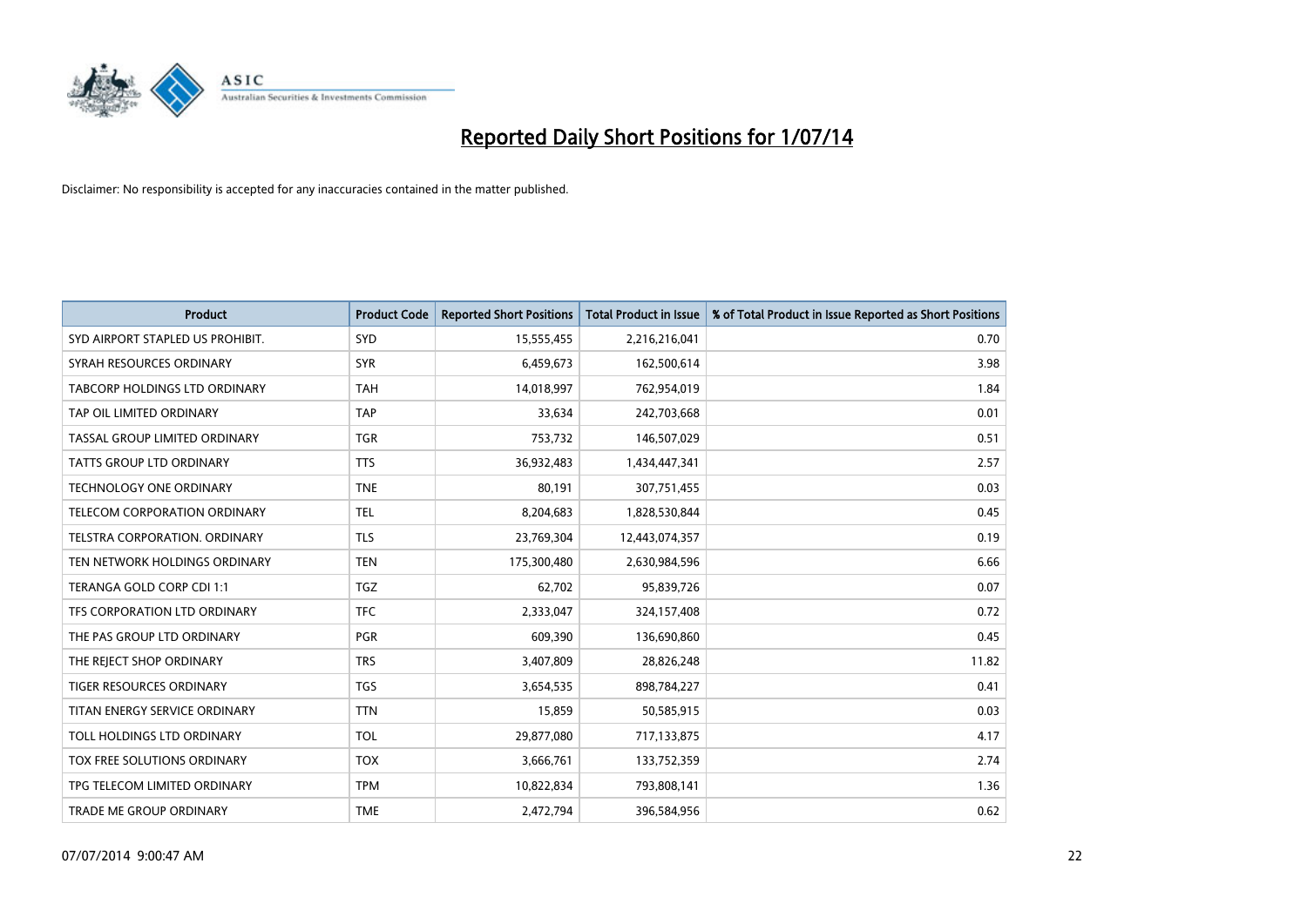# Reported Daily Short Positions for 1/07/14

Disclaimer: No responsibility is accepted for any inaccuracies contained in the matter published.

| Product | Product Code | Reported Short Positions | Total Product in Issue | % of Total Product in Issue Reported as Short Positions |
| --- | --- | --- | --- | --- |
| SYD AIRPORT STAPLED US PROHIBIT. | SYD | 15,555,455 | 2,216,216,041 | 0.70 |
| SYRAH RESOURCES ORDINARY | SYR | 6,459,673 | 162,500,614 | 3.98 |
| TABCORP HOLDINGS LTD ORDINARY | TAH | 14,018,997 | 762,954,019 | 1.84 |
| TAP OIL LIMITED ORDINARY | TAP | 33,634 | 242,703,668 | 0.01 |
| TASSAL GROUP LIMITED ORDINARY | TGR | 753,732 | 146,507,029 | 0.51 |
| TATTS GROUP LTD ORDINARY | TTS | 36,932,483 | 1,434,447,341 | 2.57 |
| TECHNOLOGY ONE ORDINARY | TNE | 80,191 | 307,751,455 | 0.03 |
| TELECOM CORPORATION ORDINARY | TEL | 8,204,683 | 1,828,530,844 | 0.45 |
| TELSTRA CORPORATION. ORDINARY | TLS | 23,769,304 | 12,443,074,357 | 0.19 |
| TEN NETWORK HOLDINGS ORDINARY | TEN | 175,300,480 | 2,630,984,596 | 6.66 |
| TERANGA GOLD CORP CDI 1:1 | TGZ | 62,702 | 95,839,726 | 0.07 |
| TFS CORPORATION LTD ORDINARY | TFC | 2,333,047 | 324,157,408 | 0.72 |
| THE PAS GROUP LTD ORDINARY | PGR | 609,390 | 136,690,860 | 0.45 |
| THE REJECT SHOP ORDINARY | TRS | 3,407,809 | 28,826,248 | 11.82 |
| TIGER RESOURCES ORDINARY | TGS | 3,654,535 | 898,784,227 | 0.41 |
| TITAN ENERGY SERVICE ORDINARY | TTN | 15,859 | 50,585,915 | 0.03 |
| TOLL HOLDINGS LTD ORDINARY | TOL | 29,877,080 | 717,133,875 | 4.17 |
| TOX FREE SOLUTIONS ORDINARY | TOX | 3,666,761 | 133,752,359 | 2.74 |
| TPG TELECOM LIMITED ORDINARY | TPM | 10,822,834 | 793,808,141 | 1.36 |
| TRADE ME GROUP ORDINARY | TME | 2,472,794 | 396,584,956 | 0.62 |

07/07/2014 9:00:47 AM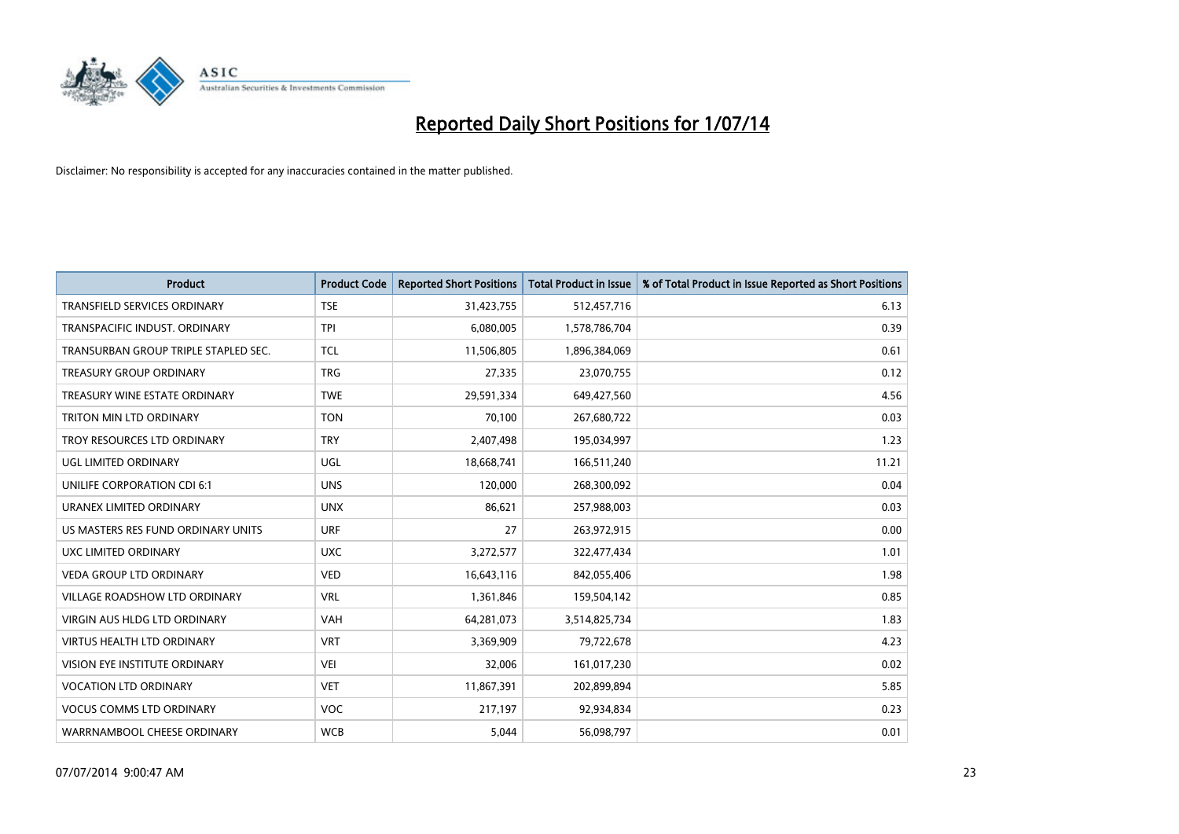# Reported Daily Short Positions for 1/07/14

Disclaimer: No responsibility is accepted for any inaccuracies contained in the matter published.

| Product | Product Code | Reported Short Positions | Total Product in Issue | % of Total Product in Issue Reported as Short Positions |
|---|---|---|---|---|
| TRANSFIELD SERVICES ORDINARY | TSE | 31,423,755 | 512,457,716 | 6.13 |
| TRANSPACIFIC INDUST. ORDINARY | TPI | 6,080,005 | 1,578,786,704 | 0.39 |
| TRANSURBAN GROUP TRIPLE STAPLED SEC. | TCL | 11,506,805 | 1,896,384,069 | 0.61 |
| TREASURY GROUP ORDINARY | TRG | 27,335 | 23,070,755 | 0.12 |
| TREASURY WINE ESTATE ORDINARY | TWE | 29,591,334 | 649,427,560 | 4.56 |
| TRITON MIN LTD ORDINARY | TON | 70,100 | 267,680,722 | 0.03 |
| TROY RESOURCES LTD ORDINARY | TRY | 2,407,498 | 195,034,997 | 1.23 |
| UGL LIMITED ORDINARY | UGL | 18,668,741 | 166,511,240 | 11.21 |
| UNILIFE CORPORATION CDI 6:1 | UNS | 120,000 | 268,300,092 | 0.04 |
| URANEX LIMITED ORDINARY | UNX | 86,621 | 257,988,003 | 0.03 |
| US MASTERS RES FUND ORDINARY UNITS | URF | 27 | 263,972,915 | 0.00 |
| UXC LIMITED ORDINARY | UXC | 3,272,577 | 322,477,434 | 1.01 |
| VEDA GROUP LTD ORDINARY | VED | 16,643,116 | 842,055,406 | 1.98 |
| VILLAGE ROADSHOW LTD ORDINARY | VRL | 1,361,846 | 159,504,142 | 0.85 |
| VIRGIN AUS HLDG LTD ORDINARY | VAH | 64,281,073 | 3,514,825,734 | 1.83 |
| VIRTUS HEALTH LTD ORDINARY | VRT | 3,369,909 | 79,722,678 | 4.23 |
| VISION EYE INSTITUTE ORDINARY | VEI | 32,006 | 161,017,230 | 0.02 |
| VOCATION LTD ORDINARY | VET | 11,867,391 | 202,899,894 | 5.85 |
| VOCUS COMMS LTD ORDINARY | VOC | 217,197 | 92,934,834 | 0.23 |
| WARRNAMBOOL CHEESE ORDINARY | WCB | 5,044 | 56,098,797 | 0.01 |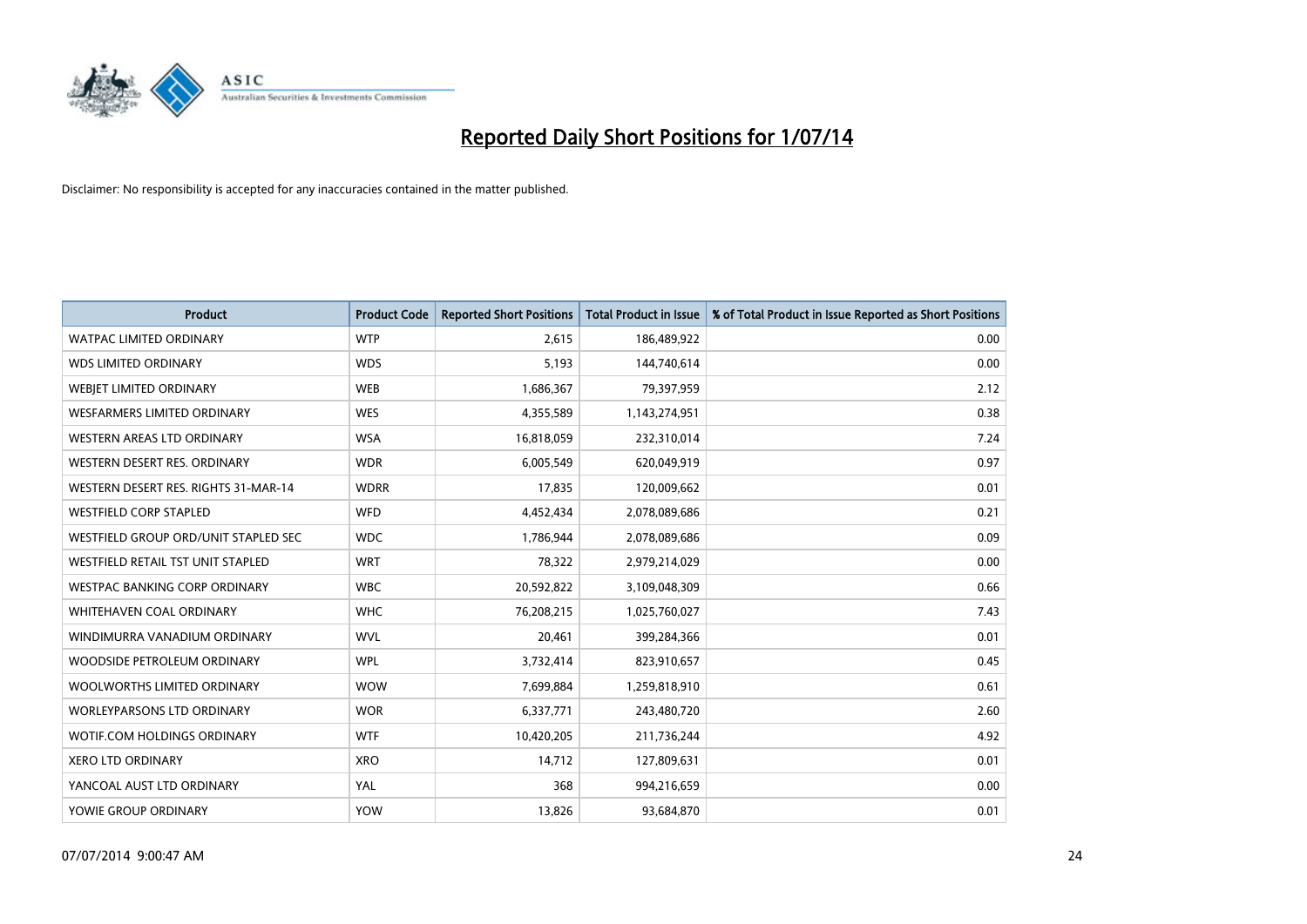# Reported Daily Short Positions for 1/07/14

Disclaimer: No responsibility is accepted for any inaccuracies contained in the matter published.

| Product | Product Code | Reported Short Positions | Total Product in Issue | % of Total Product in Issue Reported as Short Positions |
|---|---|---|---|---|
| WATPAC LIMITED ORDINARY | WTP | 2,615 | 186,489,922 | 0.00 |
| WDS LIMITED ORDINARY | WDS | 5,193 | 144,740,614 | 0.00 |
| WEBJET LIMITED ORDINARY | WEB | 1,686,367 | 79,397,959 | 2.12 |
| WESFARMERS LIMITED ORDINARY | WES | 4,355,589 | 1,143,274,951 | 0.38 |
| WESTERN AREAS LTD ORDINARY | WSA | 16,818,059 | 232,310,014 | 7.24 |
| WESTERN DESERT RES. ORDINARY | WDR | 6,005,549 | 620,049,919 | 0.97 |
| WESTERN DESERT RES. RIGHTS 31-MAR-14 | WDRR | 17,835 | 120,009,662 | 0.01 |
| WESTFIELD CORP STAPLED | WFD | 4,452,434 | 2,078,089,686 | 0.21 |
| WESTFIELD GROUP ORD/UNIT STAPLED SEC | WDC | 1,786,944 | 2,078,089,686 | 0.09 |
| WESTFIELD RETAIL TST UNIT STAPLED | WRT | 78,322 | 2,979,214,029 | 0.00 |
| WESTPAC BANKING CORP ORDINARY | WBC | 20,592,822 | 3,109,048,309 | 0.66 |
| WHITEHAVEN COAL ORDINARY | WHC | 76,208,215 | 1,025,760,027 | 7.43 |
| WINDIMURRA VANADIUM ORDINARY | WVL | 20,461 | 399,284,366 | 0.01 |
| WOODSIDE PETROLEUM ORDINARY | WPL | 3,732,414 | 823,910,657 | 0.45 |
| WOOLWORTHS LIMITED ORDINARY | WOW | 7,699,884 | 1,259,818,910 | 0.61 |
| WORLEYPARSONS LTD ORDINARY | WOR | 6,337,771 | 243,480,720 | 2.60 |
| WOTIF.COM HOLDINGS ORDINARY | WTF | 10,420,205 | 211,736,244 | 4.92 |
| XERO LTD ORDINARY | XRO | 14,712 | 127,809,631 | 0.01 |
| YANCOAL AUST LTD ORDINARY | YAL | 368 | 994,216,659 | 0.00 |
| YOWIE GROUP ORDINARY | YOW | 13,826 | 93,684,870 | 0.01 |

07/07/2014 9:00:47 AM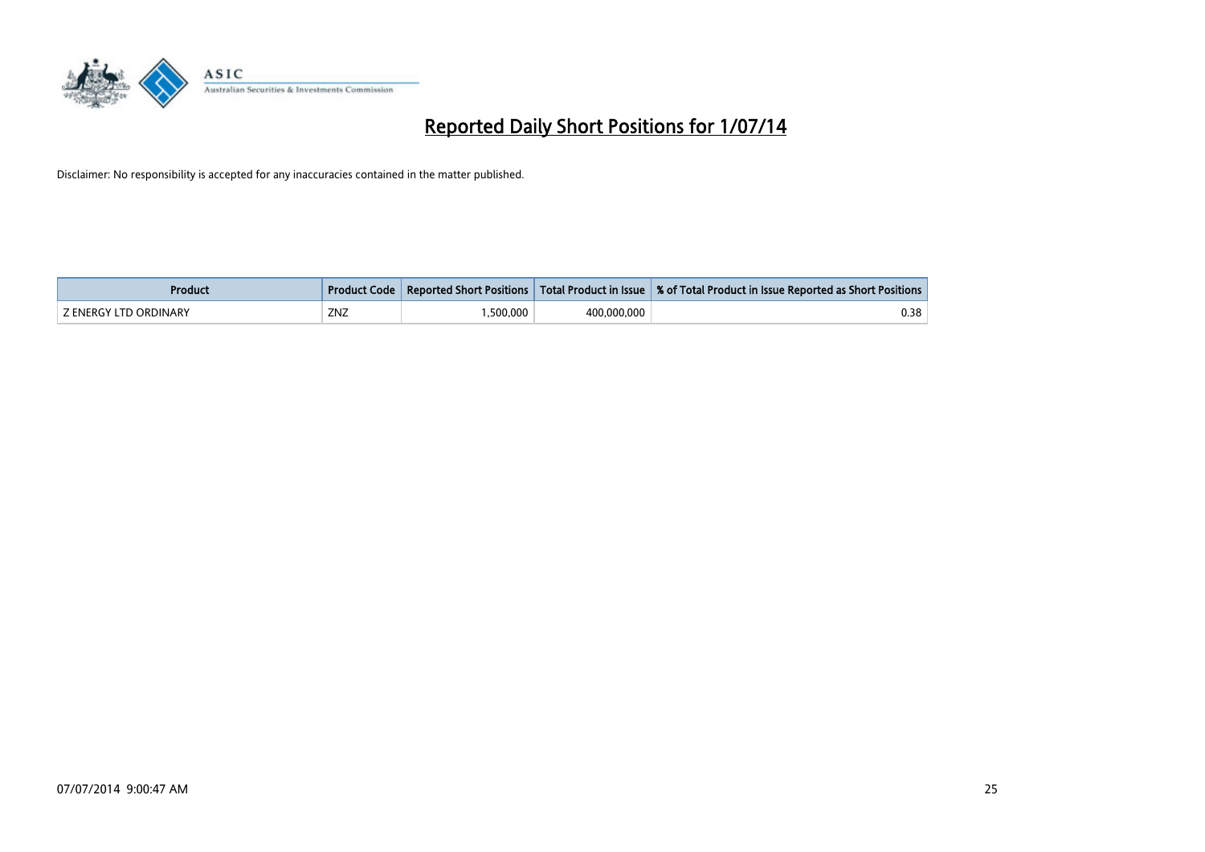# Reported Daily Short Positions for 1/07/14

Disclaimer: No responsibility is accepted for any inaccuracies contained in the matter published.

| Product | Product Code | Reported Short Positions | Total Product in Issue | % of Total Product in Issue Reported as Short Positions |
|---|---|---|---|---|
| Z ENERGY LTD ORDINARY | ZNZ | 1,500,000 | 400,000,000 | 0.38 |